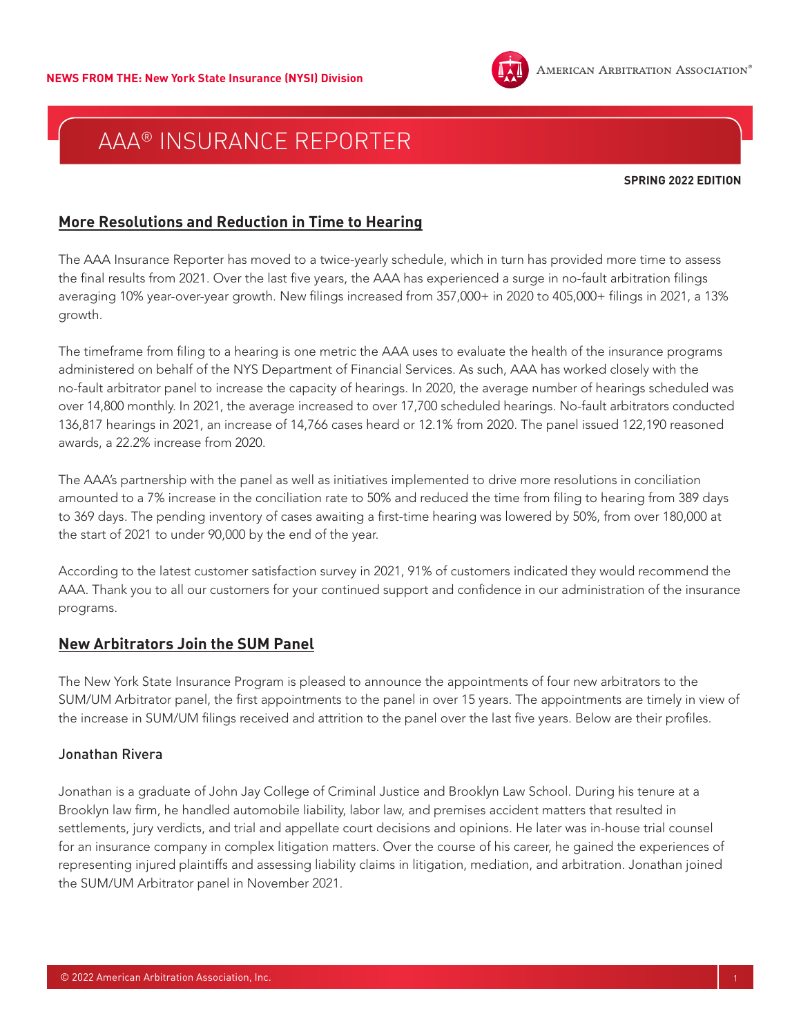NEWS FROM THE: New York State Insurance (NYSI) Division

AMERICAN ARBITRATION ASSOCIATION®

# AAA® INSURANCE REPORTER

**SPRING 2022 EDITION**

## More Resolutions and Reduction in Time to Hearing

The AAA Insurance Reporter has moved to a twice-yearly schedule, which in turn has provided more time to assess the final results from 2021. Over the last five years, the AAA has experienced a surge in no-fault arbitration filings averaging 10% year-over-year growth. New filings increased from 357,000+ in 2020 to 405,000+ filings in 2021, a 13% growth.

The timeframe from filing to a hearing is one metric the AAA uses to evaluate the health of the insurance programs administered on behalf of the NYS Department of Financial Services. As such, AAA has worked closely with the no-fault arbitrator panel to increase the capacity of hearings. In 2020, the average number of hearings scheduled was over 14,800 monthly. In 2021, the average increased to over 17,700 scheduled hearings. No-fault arbitrators conducted 136,817 hearings in 2021, an increase of 14,766 cases heard or 12.1% from 2020. The panel issued 122,190 reasoned awards, a 22.2% increase from 2020.

The AAA's partnership with the panel as well as initiatives implemented to drive more resolutions in conciliation amounted to a 7% increase in the conciliation rate to 50% and reduced the time from filing to hearing from 389 days to 369 days. The pending inventory of cases awaiting a first-time hearing was lowered by 50%, from over 180,000 at the start of 2021 to under 90,000 by the end of the year.

According to the latest customer satisfaction survey in 2021, 91% of customers indicated they would recommend the AAA. Thank you to all our customers for your continued support and confidence in our administration of the insurance programs.

## New Arbitrators Join the SUM Panel

The New York State Insurance Program is pleased to announce the appointments of four new arbitrators to the SUM/UM Arbitrator panel, the first appointments to the panel in over 15 years. The appointments are timely in view of the increase in SUM/UM filings received and attrition to the panel over the last five years. Below are their profiles.

### Jonathan Rivera

Jonathan is a graduate of John Jay College of Criminal Justice and Brooklyn Law School. During his tenure at a Brooklyn law firm, he handled automobile liability, labor law, and premises accident matters that resulted in settlements, jury verdicts, and trial and appellate court decisions and opinions. He later was in-house trial counsel for an insurance company in complex litigation matters. Over the course of his career, he gained the experiences of representing injured plaintiffs and assessing liability claims in litigation, mediation, and arbitration. Jonathan joined the SUM/UM Arbitrator panel in November 2021.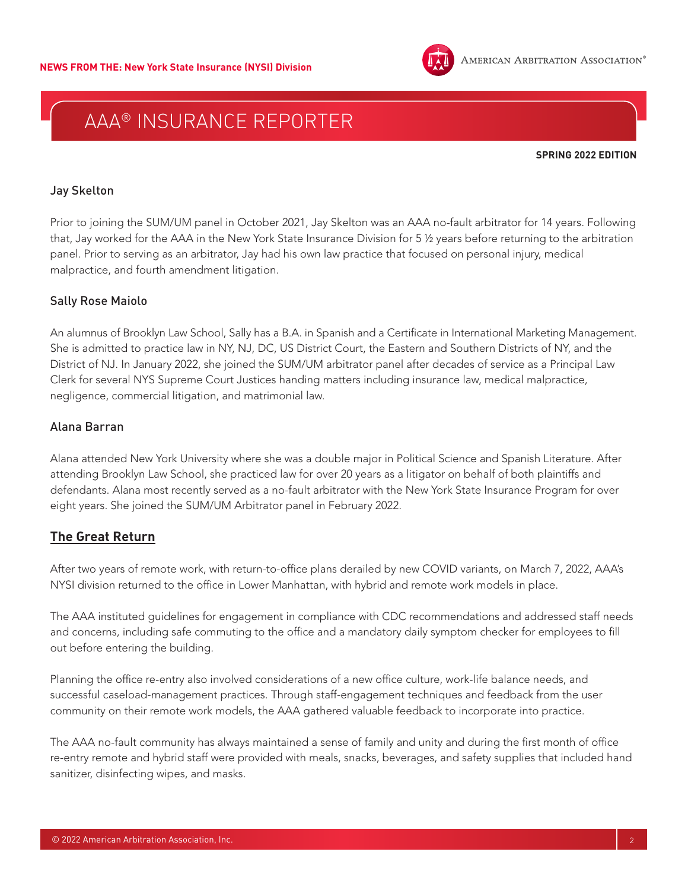### Jay Skelton

Prior to joining the SUM/UM panel in October 2021, Jay Skelton was an AAA no-fault arbitrator for 14 years. Following that, Jay worked for the AAA in the New York State Insurance Division for 5 ½ years before returning to the arbitration panel. Prior to serving as an arbitrator, Jay had his own law practice that focused on personal injury, medical malpractice, and fourth amendment litigation.

### Sally Rose Maiolo

An alumnus of Brooklyn Law School, Sally has a B.A. in Spanish and a Certificate in International Marketing Management. She is admitted to practice law in NY, NJ, DC, US District Court, the Eastern and Southern Districts of NY, and the District of NJ. In January 2022, she joined the SUM/UM arbitrator panel after decades of service as a Principal Law Clerk for several NYS Supreme Court Justices handing matters including insurance law, medical malpractice, negligence, commercial litigation, and matrimonial law.

### Alana Barran

Alana attended New York University where she was a double major in Political Science and Spanish Literature. After attending Brooklyn Law School, she practiced law for over 20 years as a litigator on behalf of both plaintiffs and defendants. Alana most recently served as a no-fault arbitrator with the New York State Insurance Program for over eight years. She joined the SUM/UM Arbitrator panel in February 2022.

## The Great Return

After two years of remote work, with return-to-office plans derailed by new COVID variants, on March 7, 2022, AAA's NYSI division returned to the office in Lower Manhattan, with hybrid and remote work models in place.

The AAA instituted guidelines for engagement in compliance with CDC recommendations and addressed staff needs and concerns, including safe commuting to the office and a mandatory daily symptom checker for employees to fill out before entering the building.

Planning the office re-entry also involved considerations of a new office culture, work-life balance needs, and successful caseload-management practices. Through staff-engagement techniques and feedback from the user community on their remote work models, the AAA gathered valuable feedback to incorporate into practice.

The AAA no-fault community has always maintained a sense of family and unity and during the first month of office re-entry remote and hybrid staff were provided with meals, snacks, beverages, and safety supplies that included hand sanitizer, disinfecting wipes, and masks.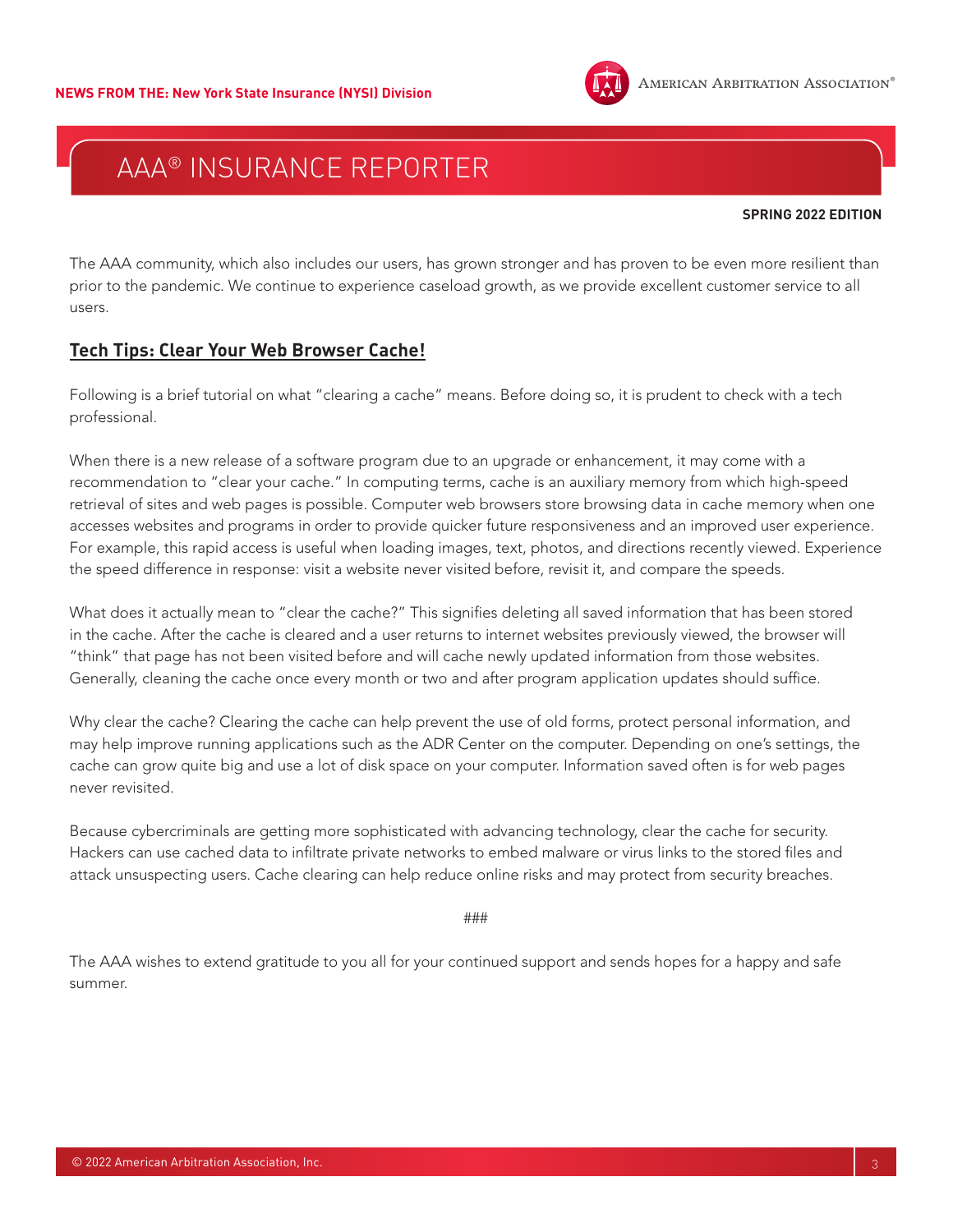The AAA community, which also includes our users, has grown stronger and has proven to be even more resilient than prior to the pandemic. We continue to experience caseload growth, as we provide excellent customer service to all users.

## Tech Tips: Clear Your Web Browser Cache!

Following is a brief tutorial on what "clearing a cache" means. Before doing so, it is prudent to check with a tech professional.

When there is a new release of a software program due to an upgrade or enhancement, it may come with a recommendation to "clear your cache." In computing terms, cache is an auxiliary memory from which high-speed retrieval of sites and web pages is possible. Computer web browsers store browsing data in cache memory when one accesses websites and programs in order to provide quicker future responsiveness and an improved user experience. For example, this rapid access is useful when loading images, text, photos, and directions recently viewed. Experience the speed difference in response: visit a website never visited before, revisit it, and compare the speeds.

What does it actually mean to "clear the cache?" This signifies deleting all saved information that has been stored in the cache. After the cache is cleared and a user returns to internet websites previously viewed, the browser will "think" that page has not been visited before and will cache newly updated information from those websites. Generally, cleaning the cache once every month or two and after program application updates should suffice.

Why clear the cache? Clearing the cache can help prevent the use of old forms, protect personal information, and may help improve running applications such as the ADR Center on the computer. Depending on one's settings, the cache can grow quite big and use a lot of disk space on your computer. Information saved often is for web pages never revisited.

Because cybercriminals are getting more sophisticated with advancing technology, clear the cache for security. Hackers can use cached data to infiltrate private networks to embed malware or virus links to the stored files and attack unsuspecting users. Cache clearing can help reduce online risks and may protect from security breaches.

###

The AAA wishes to extend gratitude to you all for your continued support and sends hopes for a happy and safe summer.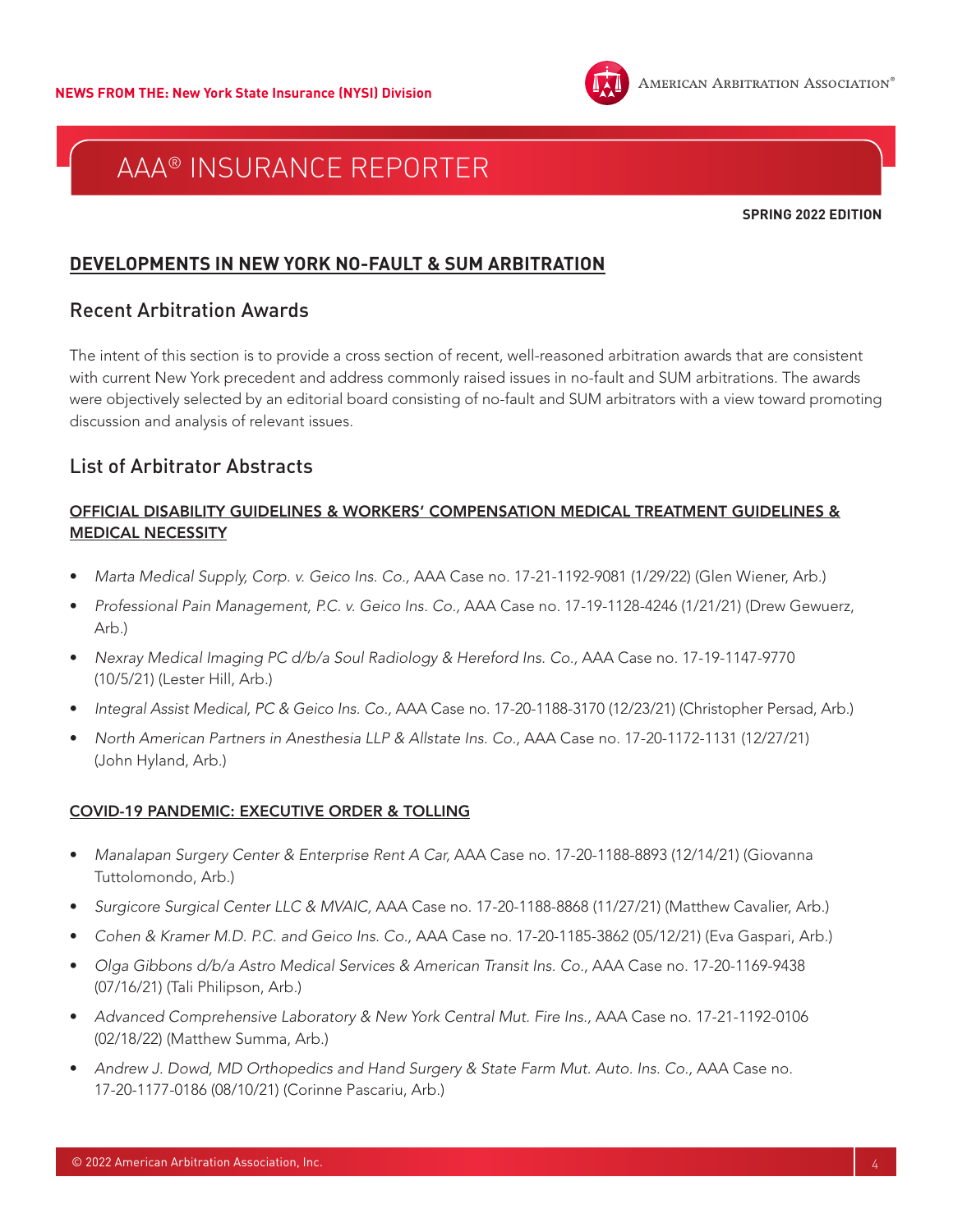# AAA® INSURANCE REPORTER

**SPRING 2022 EDITION**

## DEVELOPMENTS IN NEW YORK NO-FAULT & SUM ARBITRATION

### Recent Arbitration Awards

The intent of this section is to provide a cross section of recent, well-reasoned arbitration awards that are consistent with current New York precedent and address commonly raised issues in no-fault and SUM arbitrations. The awards were objectively selected by an editorial board consisting of no-fault and SUM arbitrators with a view toward promoting discussion and analysis of relevant issues.

### List of Arbitrator Abstracts

#### OFFICIAL DISABILITY GUIDELINES & WORKERS' COMPENSATION MEDICAL TREATMENT GUIDELINES & MEDICAL NECESSITY

- *Marta Medical Supply, Corp. v. Geico Ins. Co.,* AAA Case no. 17-21-1192-9081 (1/29/22) (Glen Wiener, Arb.)
- *Professional Pain Management, P.C. v. Geico Ins. Co.,* AAA Case no. 17-19-1128-4246 (1/21/21) (Drew Gewuerz, Arb.)
- *Nexray Medical Imaging PC d/b/a Soul Radiology & Hereford Ins. Co.,* AAA Case no. 17-19-1147-9770 (10/5/21) (Lester Hill, Arb.)
- *Integral Assist Medical, PC & Geico Ins. Co.,* AAA Case no. 17-20-1188-3170 (12/23/21) (Christopher Persad, Arb.)
- *North American Partners in Anesthesia LLP & Allstate Ins. Co.,* AAA Case no. 17-20-1172-1131 (12/27/21) (John Hyland, Arb.)

#### COVID-19 PANDEMIC: EXECUTIVE ORDER & TOLLING

- *Manalapan Surgery Center & Enterprise Rent A Car,* AAA Case no. 17-20-1188-8893 (12/14/21) (Giovanna Tuttolomondo, Arb.)
- *Surgicore Surgical Center LLC & MVAIC,* AAA Case no. 17-20-1188-8868 (11/27/21) (Matthew Cavalier, Arb.)
- *Cohen & Kramer M.D. P.C. and Geico Ins. Co.,* AAA Case no. 17-20-1185-3862 (05/12/21) (Eva Gaspari, Arb.)
- *Olga Gibbons d/b/a Astro Medical Services & American Transit Ins. Co.,* AAA Case no. 17-20-1169-9438 (07/16/21) (Tali Philipson, Arb.)
- *Advanced Comprehensive Laboratory & New York Central Mut. Fire Ins.,* AAA Case no. 17-21-1192-0106 (02/18/22) (Matthew Summa, Arb.)
- *Andrew J. Dowd, MD Orthopedics and Hand Surgery & State Farm Mut. Auto. Ins. Co.,* AAA Case no. 17-20-1177-0186 (08/10/21) (Corinne Pascariu, Arb.)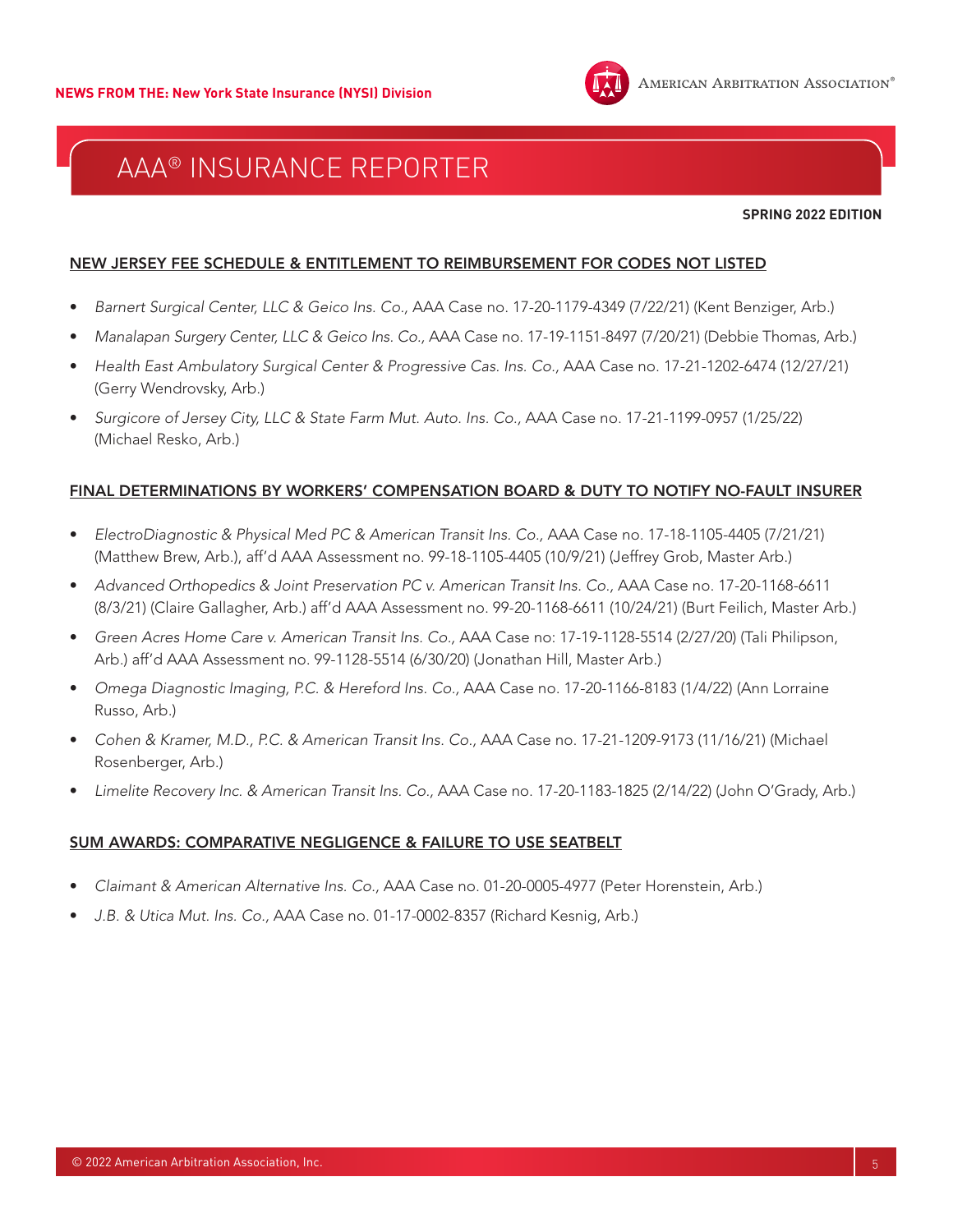## NEW JERSEY FEE SCHEDULE & ENTITLEMENT TO REIMBURSEMENT FOR CODES NOT LISTED

- *Barnert Surgical Center, LLC & Geico Ins. Co.,* AAA Case no. 17-20-1179-4349 (7/22/21) (Kent Benziger, Arb.)
- *Manalapan Surgery Center, LLC & Geico Ins. Co.,* AAA Case no. 17-19-1151-8497 (7/20/21) (Debbie Thomas, Arb.)
- *Health East Ambulatory Surgical Center & Progressive Cas. Ins. Co.,* AAA Case no. 17-21-1202-6474 (12/27/21) (Gerry Wendrovsky, Arb.)
- *Surgicore of Jersey City, LLC & State Farm Mut. Auto. Ins. Co.,* AAA Case no. 17-21-1199-0957 (1/25/22) (Michael Resko, Arb.)

## FINAL DETERMINATIONS BY WORKERS' COMPENSATION BOARD & DUTY TO NOTIFY NO-FAULT INSURER

- *ElectroDiagnostic & Physical Med PC & American Transit Ins. Co.,* AAA Case no. 17-18-1105-4405 (7/21/21) (Matthew Brew, Arb.), aff'd AAA Assessment no. 99-18-1105-4405 (10/9/21) (Jeffrey Grob, Master Arb.)
- *Advanced Orthopedics & Joint Preservation PC v. American Transit Ins. Co.,* AAA Case no. 17-20-1168-6611 (8/3/21) (Claire Gallagher, Arb.) aff'd AAA Assessment no. 99-20-1168-6611 (10/24/21) (Burt Feilich, Master Arb.)
- *Green Acres Home Care v. American Transit Ins. Co.,* AAA Case no: 17-19-1128-5514 (2/27/20) (Tali Philipson, Arb.) aff'd AAA Assessment no. 99-1128-5514 (6/30/20) (Jonathan Hill, Master Arb.)
- *Omega Diagnostic Imaging, P.C. & Hereford Ins. Co.,* AAA Case no. 17-20-1166-8183 (1/4/22) (Ann Lorraine Russo, Arb.)
- *Cohen & Kramer, M.D., P.C. & American Transit Ins. Co.,* AAA Case no. 17-21-1209-9173 (11/16/21) (Michael Rosenberger, Arb.)
- *Limelite Recovery Inc. & American Transit Ins. Co.,* AAA Case no. 17-20-1183-1825 (2/14/22) (John O'Grady, Arb.)

## SUM AWARDS: COMPARATIVE NEGLIGENCE & FAILURE TO USE SEATBELT

- *Claimant & American Alternative Ins. Co.,* AAA Case no. 01-20-0005-4977 (Peter Horenstein, Arb.)
- *J.B. & Utica Mut. Ins. Co.,* AAA Case no. 01-17-0002-8357 (Richard Kesnig, Arb.)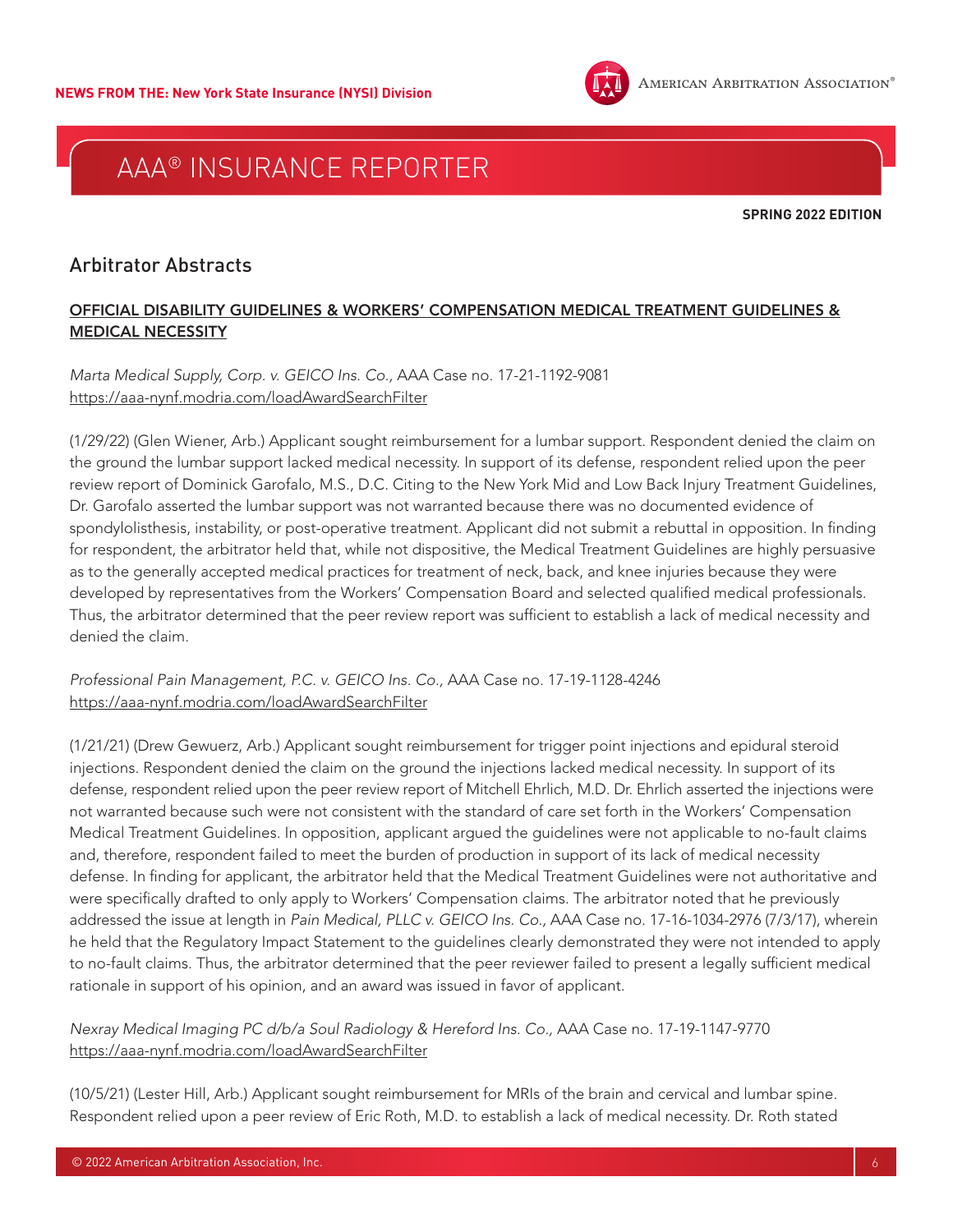## Arbitrator Abstracts

### OFFICIAL DISABILITY GUIDELINES & WORKERS' COMPENSATION MEDICAL TREATMENT GUIDELINES & MEDICAL NECESSITY

*Marta Medical Supply, Corp. v. GEICO Ins. Co.,* AAA Case no. 17-21-1192-9081
https://aaa-nynf.modria.com/loadAwardSearchFilter

(1/29/22) (Glen Wiener, Arb.) Applicant sought reimbursement for a lumbar support. Respondent denied the claim on the ground the lumbar support lacked medical necessity. In support of its defense, respondent relied upon the peer review report of Dominick Garofalo, M.S., D.C. Citing to the New York Mid and Low Back Injury Treatment Guidelines, Dr. Garofalo asserted the lumbar support was not warranted because there was no documented evidence of spondylolisthesis, instability, or post-operative treatment. Applicant did not submit a rebuttal in opposition. In finding for respondent, the arbitrator held that, while not dispositive, the Medical Treatment Guidelines are highly persuasive as to the generally accepted medical practices for treatment of neck, back, and knee injuries because they were developed by representatives from the Workers' Compensation Board and selected qualified medical professionals. Thus, the arbitrator determined that the peer review report was sufficient to establish a lack of medical necessity and denied the claim.

*Professional Pain Management, P.C. v. GEICO Ins. Co.,* AAA Case no. 17-19-1128-4246
https://aaa-nynf.modria.com/loadAwardSearchFilter

(1/21/21) (Drew Gewuerz, Arb.) Applicant sought reimbursement for trigger point injections and epidural steroid injections. Respondent denied the claim on the ground the injections lacked medical necessity. In support of its defense, respondent relied upon the peer review report of Mitchell Ehrlich, M.D. Dr. Ehrlich asserted the injections were not warranted because such were not consistent with the standard of care set forth in the Workers' Compensation Medical Treatment Guidelines. In opposition, applicant argued the guidelines were not applicable to no-fault claims and, therefore, respondent failed to meet the burden of production in support of its lack of medical necessity defense. In finding for applicant, the arbitrator held that the Medical Treatment Guidelines were not authoritative and were specifically drafted to only apply to Workers' Compensation claims. The arbitrator noted that he previously addressed the issue at length in *Pain Medical, PLLC v. GEICO Ins. Co.,* AAA Case no. 17-16-1034-2976 (7/3/17), wherein he held that the Regulatory Impact Statement to the guidelines clearly demonstrated they were not intended to apply to no-fault claims. Thus, the arbitrator determined that the peer reviewer failed to present a legally sufficient medical rationale in support of his opinion, and an award was issued in favor of applicant.

*Nexray Medical Imaging PC d/b/a Soul Radiology & Hereford Ins. Co.,* AAA Case no. 17-19-1147-9770
https://aaa-nynf.modria.com/loadAwardSearchFilter

(10/5/21) (Lester Hill, Arb.) Applicant sought reimbursement for MRIs of the brain and cervical and lumbar spine. Respondent relied upon a peer review of Eric Roth, M.D. to establish a lack of medical necessity. Dr. Roth stated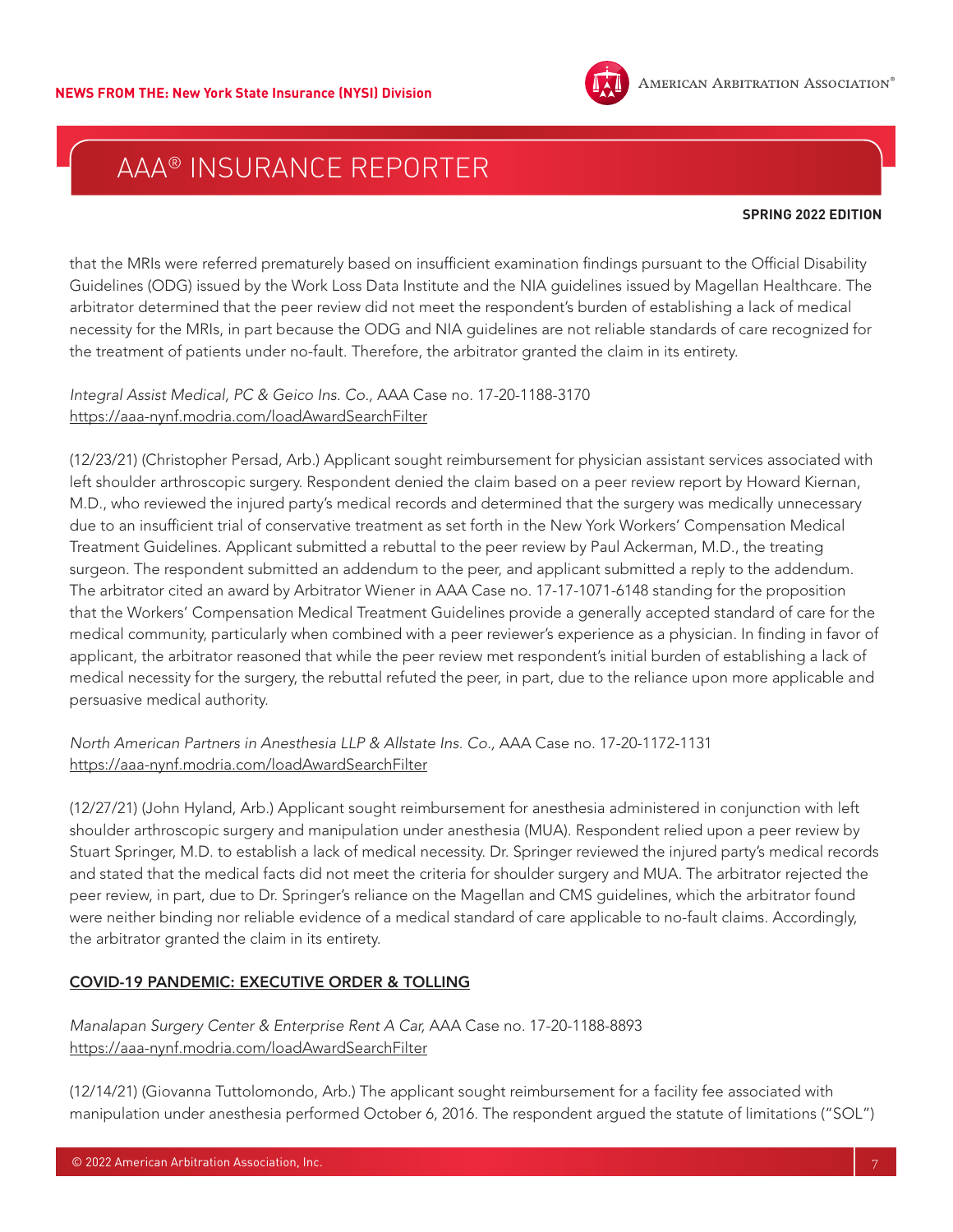that the MRIs were referred prematurely based on insufficient examination findings pursuant to the Official Disability Guidelines (ODG) issued by the Work Loss Data Institute and the NIA guidelines issued by Magellan Healthcare. The arbitrator determined that the peer review did not meet the respondent's burden of establishing a lack of medical necessity for the MRIs, in part because the ODG and NIA guidelines are not reliable standards of care recognized for the treatment of patients under no-fault. Therefore, the arbitrator granted the claim in its entirety.

*Integral Assist Medical, PC & Geico Ins. Co.,* AAA Case no. 17-20-1188-3170
https://aaa-nynf.modria.com/loadAwardSearchFilter

(12/23/21) (Christopher Persad, Arb.) Applicant sought reimbursement for physician assistant services associated with left shoulder arthroscopic surgery. Respondent denied the claim based on a peer review report by Howard Kiernan, M.D., who reviewed the injured party's medical records and determined that the surgery was medically unnecessary due to an insufficient trial of conservative treatment as set forth in the New York Workers' Compensation Medical Treatment Guidelines. Applicant submitted a rebuttal to the peer review by Paul Ackerman, M.D., the treating surgeon. The respondent submitted an addendum to the peer, and applicant submitted a reply to the addendum. The arbitrator cited an award by Arbitrator Wiener in AAA Case no. 17-17-1071-6148 standing for the proposition that the Workers' Compensation Medical Treatment Guidelines provide a generally accepted standard of care for the medical community, particularly when combined with a peer reviewer's experience as a physician. In finding in favor of applicant, the arbitrator reasoned that while the peer review met respondent's initial burden of establishing a lack of medical necessity for the surgery, the rebuttal refuted the peer, in part, due to the reliance upon more applicable and persuasive medical authority.

*North American Partners in Anesthesia LLP & Allstate Ins. Co.,* AAA Case no. 17-20-1172-1131
https://aaa-nynf.modria.com/loadAwardSearchFilter

(12/27/21) (John Hyland, Arb.) Applicant sought reimbursement for anesthesia administered in conjunction with left shoulder arthroscopic surgery and manipulation under anesthesia (MUA). Respondent relied upon a peer review by Stuart Springer, M.D. to establish a lack of medical necessity. Dr. Springer reviewed the injured party's medical records and stated that the medical facts did not meet the criteria for shoulder surgery and MUA. The arbitrator rejected the peer review, in part, due to Dr. Springer's reliance on the Magellan and CMS guidelines, which the arbitrator found were neither binding nor reliable evidence of a medical standard of care applicable to no-fault claims. Accordingly, the arbitrator granted the claim in its entirety.

## COVID-19 PANDEMIC: EXECUTIVE ORDER & TOLLING

*Manalapan Surgery Center & Enterprise Rent A Car,* AAA Case no. 17-20-1188-8893
https://aaa-nynf.modria.com/loadAwardSearchFilter

(12/14/21) (Giovanna Tuttolomondo, Arb.) The applicant sought reimbursement for a facility fee associated with manipulation under anesthesia performed October 6, 2016. The respondent argued the statute of limitations ("SOL")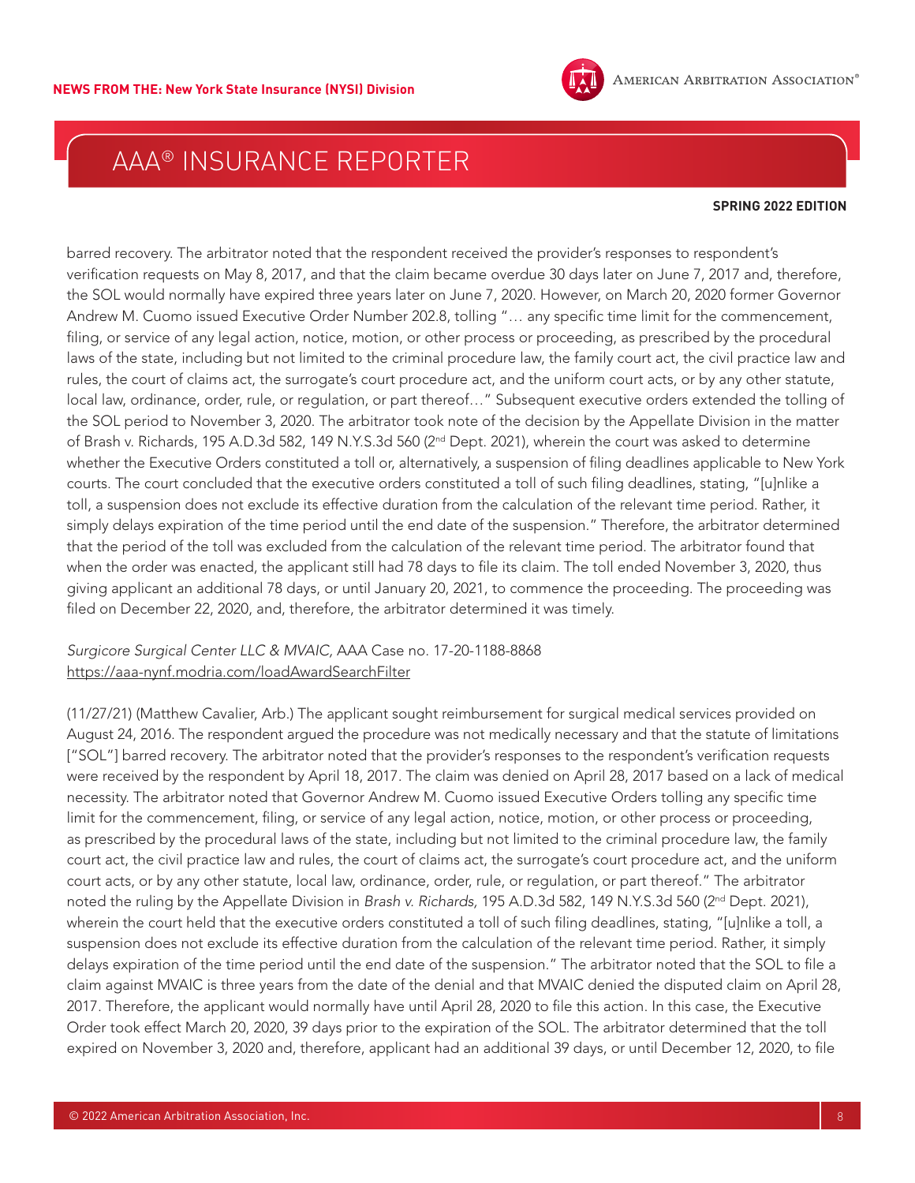barred recovery. The arbitrator noted that the respondent received the provider's responses to respondent's verification requests on May 8, 2017, and that the claim became overdue 30 days later on June 7, 2017 and, therefore, the SOL would normally have expired three years later on June 7, 2020. However, on March 20, 2020 former Governor Andrew M. Cuomo issued Executive Order Number 202.8, tolling "… any specific time limit for the commencement, filing, or service of any legal action, notice, motion, or other process or proceeding, as prescribed by the procedural laws of the state, including but not limited to the criminal procedure law, the family court act, the civil practice law and rules, the court of claims act, the surrogate's court procedure act, and the uniform court acts, or by any other statute, local law, ordinance, order, rule, or regulation, or part thereof…" Subsequent executive orders extended the tolling of the SOL period to November 3, 2020. The arbitrator took note of the decision by the Appellate Division in the matter of Brash v. Richards, 195 A.D.3d 582, 149 N.Y.S.3d 560 (2nd Dept. 2021), wherein the court was asked to determine whether the Executive Orders constituted a toll or, alternatively, a suspension of filing deadlines applicable to New York courts. The court concluded that the executive orders constituted a toll of such filing deadlines, stating, "[u]nlike a toll, a suspension does not exclude its effective duration from the calculation of the relevant time period. Rather, it simply delays expiration of the time period until the end date of the suspension." Therefore, the arbitrator determined that the period of the toll was excluded from the calculation of the relevant time period. The arbitrator found that when the order was enacted, the applicant still had 78 days to file its claim. The toll ended November 3, 2020, thus giving applicant an additional 78 days, or until January 20, 2021, to commence the proceeding. The proceeding was filed on December 22, 2020, and, therefore, the arbitrator determined it was timely.

*Surgicore Surgical Center LLC & MVAIC,* AAA Case no. 17-20-1188-8868
https://aaa-nynf.modria.com/loadAwardSearchFilter

(11/27/21) (Matthew Cavalier, Arb.) The applicant sought reimbursement for surgical medical services provided on August 24, 2016. The respondent argued the procedure was not medically necessary and that the statute of limitations ["SOL"] barred recovery. The arbitrator noted that the provider's responses to the respondent's verification requests were received by the respondent by April 18, 2017. The claim was denied on April 28, 2017 based on a lack of medical necessity. The arbitrator noted that Governor Andrew M. Cuomo issued Executive Orders tolling any specific time limit for the commencement, filing, or service of any legal action, notice, motion, or other process or proceeding, as prescribed by the procedural laws of the state, including but not limited to the criminal procedure law, the family court act, the civil practice law and rules, the court of claims act, the surrogate's court procedure act, and the uniform court acts, or by any other statute, local law, ordinance, order, rule, or regulation, or part thereof." The arbitrator noted the ruling by the Appellate Division in *Brash v. Richards,* 195 A.D.3d 582, 149 N.Y.S.3d 560 (2nd Dept. 2021), wherein the court held that the executive orders constituted a toll of such filing deadlines, stating, "[u]nlike a toll, a suspension does not exclude its effective duration from the calculation of the relevant time period. Rather, it simply delays expiration of the time period until the end date of the suspension." The arbitrator noted that the SOL to file a claim against MVAIC is three years from the date of the denial and that MVAIC denied the disputed claim on April 28, 2017. Therefore, the applicant would normally have until April 28, 2020 to file this action. In this case, the Executive Order took effect March 20, 2020, 39 days prior to the expiration of the SOL. The arbitrator determined that the toll expired on November 3, 2020 and, therefore, applicant had an additional 39 days, or until December 12, 2020, to file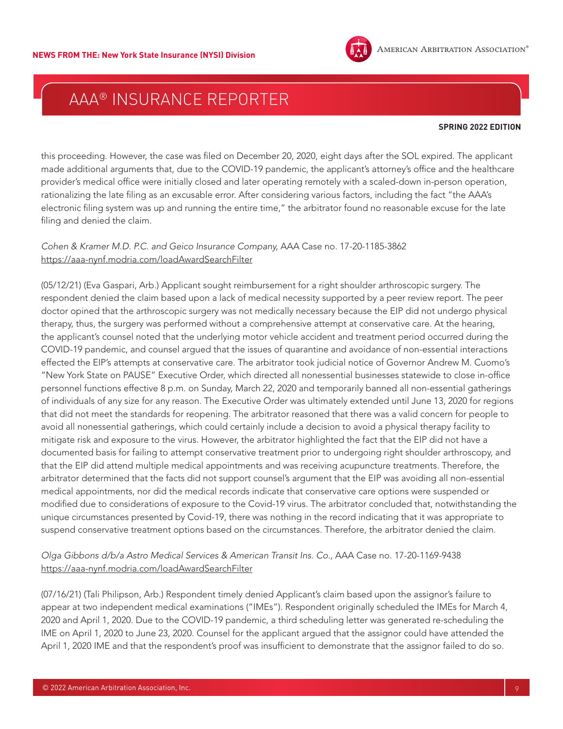this proceeding. However, the case was filed on December 20, 2020, eight days after the SOL expired. The applicant made additional arguments that, due to the COVID-19 pandemic, the applicant's attorney's office and the healthcare provider's medical office were initially closed and later operating remotely with a scaled-down in-person operation, rationalizing the late filing as an excusable error. After considering various factors, including the fact "the AAA's electronic filing system was up and running the entire time," the arbitrator found no reasonable excuse for the late filing and denied the claim.

*Cohen & Kramer M.D. P.C. and Geico Insurance Company,* AAA Case no. 17-20-1185-3862
https://aaa-nynf.modria.com/loadAwardSearchFilter

(05/12/21) (Eva Gaspari, Arb.) Applicant sought reimbursement for a right shoulder arthroscopic surgery. The respondent denied the claim based upon a lack of medical necessity supported by a peer review report. The peer doctor opined that the arthroscopic surgery was not medically necessary because the EIP did not undergo physical therapy, thus, the surgery was performed without a comprehensive attempt at conservative care. At the hearing, the applicant's counsel noted that the underlying motor vehicle accident and treatment period occurred during the COVID-19 pandemic, and counsel argued that the issues of quarantine and avoidance of non-essential interactions effected the EIP's attempts at conservative care. The arbitrator took judicial notice of Governor Andrew M. Cuomo's "New York State on PAUSE" Executive Order, which directed all nonessential businesses statewide to close in-office personnel functions effective 8 p.m. on Sunday, March 22, 2020 and temporarily banned all non-essential gatherings of individuals of any size for any reason. The Executive Order was ultimately extended until June 13, 2020 for regions that did not meet the standards for reopening. The arbitrator reasoned that there was a valid concern for people to avoid all nonessential gatherings, which could certainly include a decision to avoid a physical therapy facility to mitigate risk and exposure to the virus. However, the arbitrator highlighted the fact that the EIP did not have a documented basis for failing to attempt conservative treatment prior to undergoing right shoulder arthroscopy, and that the EIP did attend multiple medical appointments and was receiving acupuncture treatments. Therefore, the arbitrator determined that the facts did not support counsel's argument that the EIP was avoiding all non-essential medical appointments, nor did the medical records indicate that conservative care options were suspended or modified due to considerations of exposure to the Covid-19 virus. The arbitrator concluded that, notwithstanding the unique circumstances presented by Covid-19, there was nothing in the record indicating that it was appropriate to suspend conservative treatment options based on the circumstances. Therefore, the arbitrator denied the claim.

*Olga Gibbons d/b/a Astro Medical Services & American Transit Ins. Co.,* AAA Case no. 17-20-1169-9438
https://aaa-nynf.modria.com/loadAwardSearchFilter

(07/16/21) (Tali Philipson, Arb.) Respondent timely denied Applicant's claim based upon the assignor's failure to appear at two independent medical examinations ("IMEs"). Respondent originally scheduled the IMEs for March 4, 2020 and April 1, 2020. Due to the COVID-19 pandemic, a third scheduling letter was generated re-scheduling the IME on April 1, 2020 to June 23, 2020. Counsel for the applicant argued that the assignor could have attended the April 1, 2020 IME and that the respondent's proof was insufficient to demonstrate that the assignor failed to do so.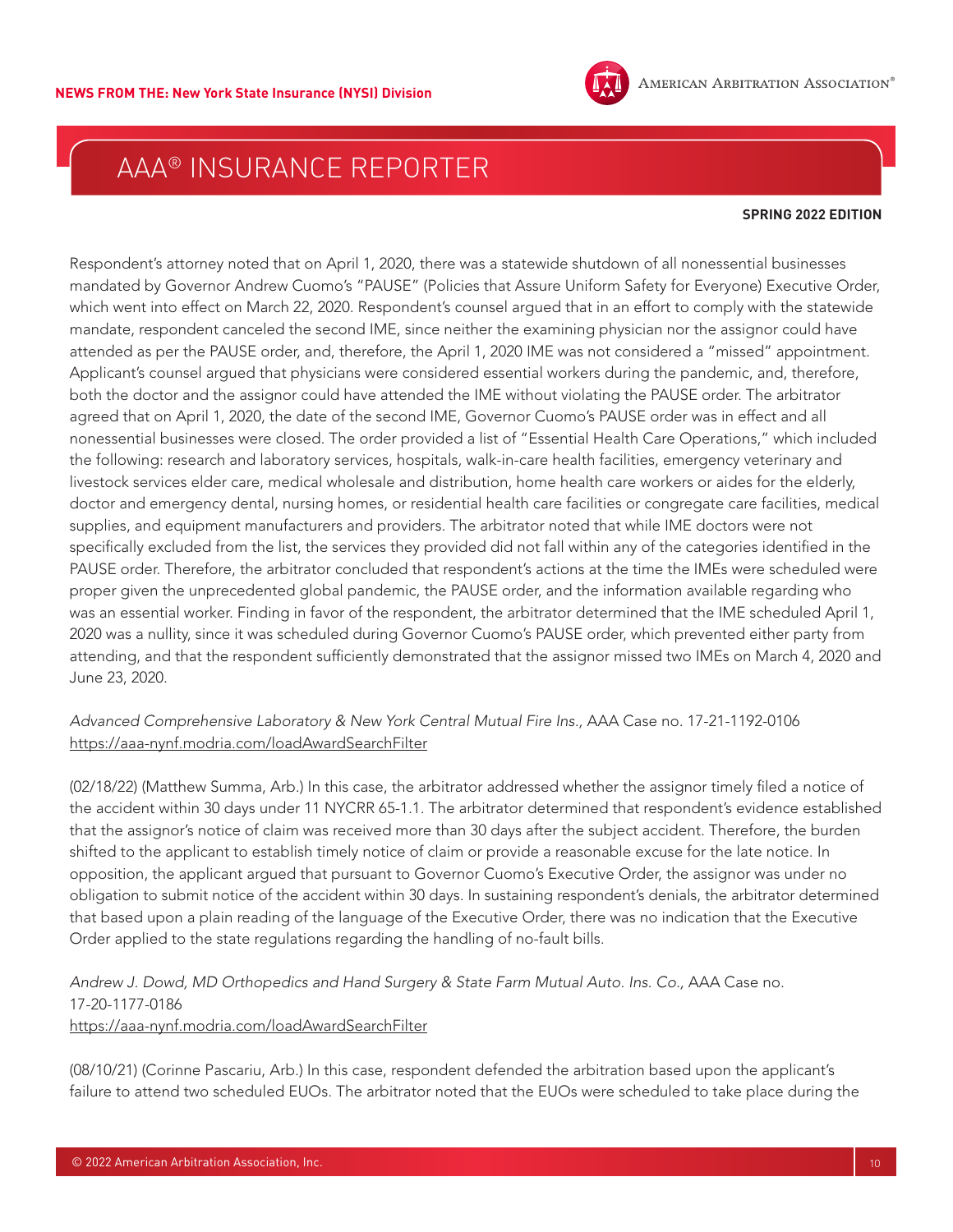Respondent's attorney noted that on April 1, 2020, there was a statewide shutdown of all nonessential businesses mandated by Governor Andrew Cuomo's "PAUSE" (Policies that Assure Uniform Safety for Everyone) Executive Order, which went into effect on March 22, 2020. Respondent's counsel argued that in an effort to comply with the statewide mandate, respondent canceled the second IME, since neither the examining physician nor the assignor could have attended as per the PAUSE order, and, therefore, the April 1, 2020 IME was not considered a "missed" appointment. Applicant's counsel argued that physicians were considered essential workers during the pandemic, and, therefore, both the doctor and the assignor could have attended the IME without violating the PAUSE order. The arbitrator agreed that on April 1, 2020, the date of the second IME, Governor Cuomo's PAUSE order was in effect and all nonessential businesses were closed. The order provided a list of "Essential Health Care Operations," which included the following: research and laboratory services, hospitals, walk-in-care health facilities, emergency veterinary and livestock services elder care, medical wholesale and distribution, home health care workers or aides for the elderly, doctor and emergency dental, nursing homes, or residential health care facilities or congregate care facilities, medical supplies, and equipment manufacturers and providers. The arbitrator noted that while IME doctors were not specifically excluded from the list, the services they provided did not fall within any of the categories identified in the PAUSE order. Therefore, the arbitrator concluded that respondent's actions at the time the IMEs were scheduled were proper given the unprecedented global pandemic, the PAUSE order, and the information available regarding who was an essential worker. Finding in favor of the respondent, the arbitrator determined that the IME scheduled April 1, 2020 was a nullity, since it was scheduled during Governor Cuomo's PAUSE order, which prevented either party from attending, and that the respondent sufficiently demonstrated that the assignor missed two IMEs on March 4, 2020 and June 23, 2020.

*Advanced Comprehensive Laboratory & New York Central Mutual Fire Ins.,* AAA Case no. 17-21-1192-0106
https://aaa-nynf.modria.com/loadAwardSearchFilter

(02/18/22) (Matthew Summa, Arb.) In this case, the arbitrator addressed whether the assignor timely filed a notice of the accident within 30 days under 11 NYCRR 65-1.1. The arbitrator determined that respondent's evidence established that the assignor's notice of claim was received more than 30 days after the subject accident. Therefore, the burden shifted to the applicant to establish timely notice of claim or provide a reasonable excuse for the late notice. In opposition, the applicant argued that pursuant to Governor Cuomo's Executive Order, the assignor was under no obligation to submit notice of the accident within 30 days. In sustaining respondent's denials, the arbitrator determined that based upon a plain reading of the language of the Executive Order, there was no indication that the Executive Order applied to the state regulations regarding the handling of no-fault bills.

*Andrew J. Dowd, MD Orthopedics and Hand Surgery & State Farm Mutual Auto. Ins. Co.,* AAA Case no. 17-20-1177-0186
https://aaa-nynf.modria.com/loadAwardSearchFilter

(08/10/21) (Corinne Pascariu, Arb.) In this case, respondent defended the arbitration based upon the applicant's failure to attend two scheduled EUOs. The arbitrator noted that the EUOs were scheduled to take place during the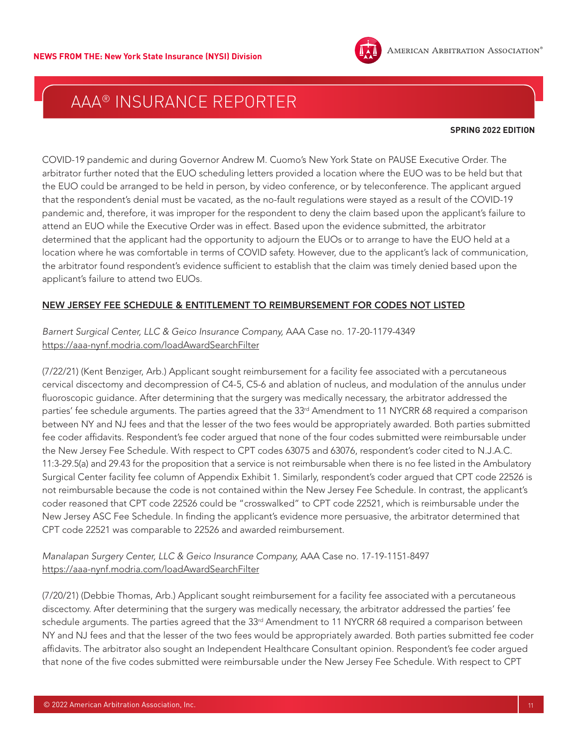COVID-19 pandemic and during Governor Andrew M. Cuomo's New York State on PAUSE Executive Order. The arbitrator further noted that the EUO scheduling letters provided a location where the EUO was to be held but that the EUO could be arranged to be held in person, by video conference, or by teleconference. The applicant argued that the respondent's denial must be vacated, as the no-fault regulations were stayed as a result of the COVID-19 pandemic and, therefore, it was improper for the respondent to deny the claim based upon the applicant's failure to attend an EUO while the Executive Order was in effect. Based upon the evidence submitted, the arbitrator determined that the applicant had the opportunity to adjourn the EUOs or to arrange to have the EUO held at a location where he was comfortable in terms of COVID safety. However, due to the applicant's lack of communication, the arbitrator found respondent's evidence sufficient to establish that the claim was timely denied based upon the applicant's failure to attend two EUOs.

## NEW JERSEY FEE SCHEDULE & ENTITLEMENT TO REIMBURSEMENT FOR CODES NOT LISTED

*Barnert Surgical Center, LLC & Geico Insurance Company,* AAA Case no. 17-20-1179-4349
https://aaa-nynf.modria.com/loadAwardSearchFilter

(7/22/21) (Kent Benziger, Arb.) Applicant sought reimbursement for a facility fee associated with a percutaneous cervical discectomy and decompression of C4-5, C5-6 and ablation of nucleus, and modulation of the annulus under fluoroscopic guidance. After determining that the surgery was medically necessary, the arbitrator addressed the parties' fee schedule arguments. The parties agreed that the 33rd Amendment to 11 NYCRR 68 required a comparison between NY and NJ fees and that the lesser of the two fees would be appropriately awarded. Both parties submitted fee coder affidavits. Respondent's fee coder argued that none of the four codes submitted were reimbursable under the New Jersey Fee Schedule. With respect to CPT codes 63075 and 63076, respondent's coder cited to N.J.A.C. 11:3-29.5(a) and 29.43 for the proposition that a service is not reimbursable when there is no fee listed in the Ambulatory Surgical Center facility fee column of Appendix Exhibit 1. Similarly, respondent's coder argued that CPT code 22526 is not reimbursable because the code is not contained within the New Jersey Fee Schedule. In contrast, the applicant's coder reasoned that CPT code 22526 could be "crosswalked" to CPT code 22521, which is reimbursable under the New Jersey ASC Fee Schedule. In finding the applicant's evidence more persuasive, the arbitrator determined that CPT code 22521 was comparable to 22526 and awarded reimbursement.

*Manalapan Surgery Center, LLC & Geico Insurance Company,* AAA Case no. 17-19-1151-8497
https://aaa-nynf.modria.com/loadAwardSearchFilter

(7/20/21) (Debbie Thomas, Arb.) Applicant sought reimbursement for a facility fee associated with a percutaneous discectomy. After determining that the surgery was medically necessary, the arbitrator addressed the parties' fee schedule arguments. The parties agreed that the 33rd Amendment to 11 NYCRR 68 required a comparison between NY and NJ fees and that the lesser of the two fees would be appropriately awarded. Both parties submitted fee coder affidavits. The arbitrator also sought an Independent Healthcare Consultant opinion. Respondent's fee coder argued that none of the five codes submitted were reimbursable under the New Jersey Fee Schedule. With respect to CPT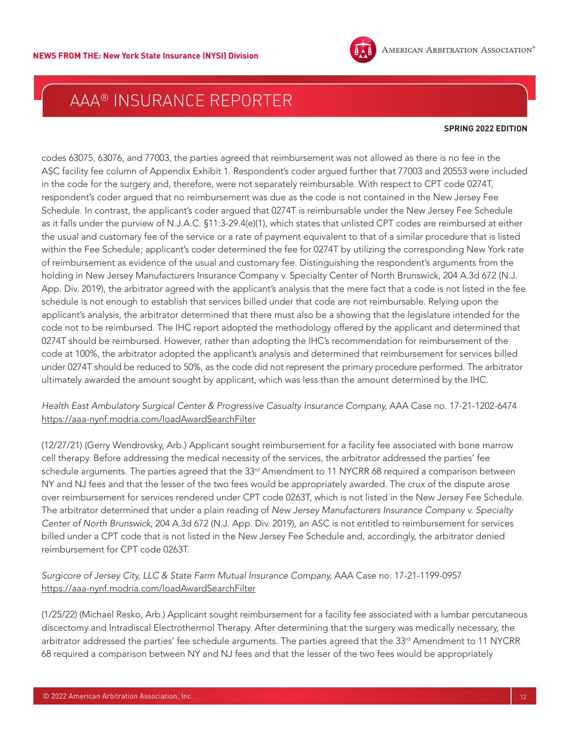codes 63075, 63076, and 77003, the parties agreed that reimbursement was not allowed as there is no fee in the ASC facility fee column of Appendix Exhibit 1. Respondent's coder argued further that 77003 and 20553 were included in the code for the surgery and, therefore, were not separately reimbursable. With respect to CPT code 0274T, respondent's coder argued that no reimbursement was due as the code is not contained in the New Jersey Fee Schedule. In contrast, the applicant's coder argued that 0274T is reimbursable under the New Jersey Fee Schedule as it falls under the purview of N.J.A.C. §11:3-29.4(e)(1), which states that unlisted CPT codes are reimbursed at either the usual and customary fee of the service or a rate of payment equivalent to that of a similar procedure that is listed within the Fee Schedule; applicant's coder determined the fee for 0274T by utilizing the corresponding New York rate of reimbursement as evidence of the usual and customary fee. Distinguishing the respondent's arguments from the holding in New Jersey Manufacturers Insurance Company v. Specialty Center of North Brunswick, 204 A.3d 672 (N.J. App. Div. 2019), the arbitrator agreed with the applicant's analysis that the mere fact that a code is not listed in the fee schedule is not enough to establish that services billed under that code are not reimbursable. Relying upon the applicant's analysis, the arbitrator determined that there must also be a showing that the legislature intended for the code not to be reimbursed. The IHC report adopted the methodology offered by the applicant and determined that 0274T should be reimbursed. However, rather than adopting the IHC's recommendation for reimbursement of the code at 100%, the arbitrator adopted the applicant's analysis and determined that reimbursement for services billed under 0274T should be reduced to 50%, as the code did not represent the primary procedure performed. The arbitrator ultimately awarded the amount sought by applicant, which was less than the amount determined by the IHC.

*Health East Ambulatory Surgical Center & Progressive Casualty Insurance Company,* AAA Case no. 17-21-1202-6474
https://aaa-nynf.modria.com/loadAwardSearchFilter

(12/27/21) (Gerry Wendrovsky, Arb.) Applicant sought reimbursement for a facility fee associated with bone marrow cell therapy. Before addressing the medical necessity of the services, the arbitrator addressed the parties' fee schedule arguments. The parties agreed that the 33rd Amendment to 11 NYCRR 68 required a comparison between NY and NJ fees and that the lesser of the two fees would be appropriately awarded. The crux of the dispute arose over reimbursement for services rendered under CPT code 0263T, which is not listed in the New Jersey Fee Schedule. The arbitrator determined that under a plain reading of *New Jersey Manufacturers Insurance Company v. Specialty Center of North Brunswick,* 204 A.3d 672 (N.J. App. Div. 2019), an ASC is not entitled to reimbursement for services billed under a CPT code that is not listed in the New Jersey Fee Schedule and, accordingly, the arbitrator denied reimbursement for CPT code 0263T.

*Surgicore of Jersey City, LLC & State Farm Mutual Insurance Company,* AAA Case no. 17-21-1199-0957
https://aaa-nynf.modria.com/loadAwardSearchFilter

(1/25/22) (Michael Resko, Arb.) Applicant sought reimbursement for a facility fee associated with a lumbar percutaneous discectomy and Intradiscal Electrothermol Therapy. After determining that the surgery was medically necessary, the arbitrator addressed the parties' fee schedule arguments. The parties agreed that the 33rd Amendment to 11 NYCRR 68 required a comparison between NY and NJ fees and that the lesser of the two fees would be appropriately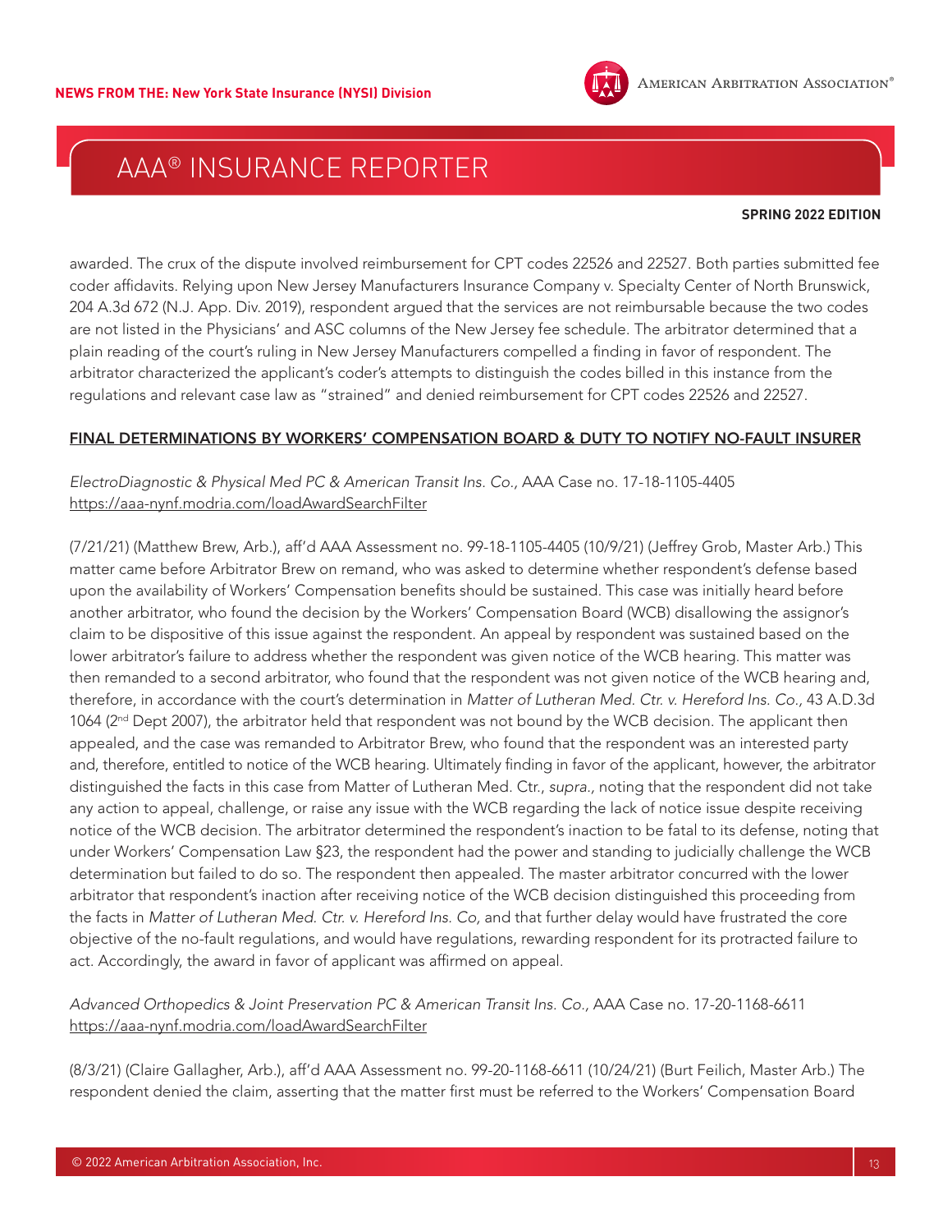awarded. The crux of the dispute involved reimbursement for CPT codes 22526 and 22527. Both parties submitted fee coder affidavits. Relying upon New Jersey Manufacturers Insurance Company v. Specialty Center of North Brunswick, 204 A.3d 672 (N.J. App. Div. 2019), respondent argued that the services are not reimbursable because the two codes are not listed in the Physicians' and ASC columns of the New Jersey fee schedule. The arbitrator determined that a plain reading of the court's ruling in New Jersey Manufacturers compelled a finding in favor of respondent. The arbitrator characterized the applicant's coder's attempts to distinguish the codes billed in this instance from the regulations and relevant case law as "strained" and denied reimbursement for CPT codes 22526 and 22527.

## FINAL DETERMINATIONS BY WORKERS' COMPENSATION BOARD & DUTY TO NOTIFY NO-FAULT INSURER

*ElectroDiagnostic & Physical Med PC & American Transit Ins. Co.,* AAA Case no. 17-18-1105-4405
https://aaa-nynf.modria.com/loadAwardSearchFilter

(7/21/21) (Matthew Brew, Arb.), aff'd AAA Assessment no. 99-18-1105-4405 (10/9/21) (Jeffrey Grob, Master Arb.) This matter came before Arbitrator Brew on remand, who was asked to determine whether respondent's defense based upon the availability of Workers' Compensation benefits should be sustained. This case was initially heard before another arbitrator, who found the decision by the Workers' Compensation Board (WCB) disallowing the assignor's claim to be dispositive of this issue against the respondent. An appeal by respondent was sustained based on the lower arbitrator's failure to address whether the respondent was given notice of the WCB hearing. This matter was then remanded to a second arbitrator, who found that the respondent was not given notice of the WCB hearing and, therefore, in accordance with the court's determination in *Matter of Lutheran Med. Ctr. v. Hereford Ins. Co.,* 43 A.D.3d 1064 (2nd Dept 2007), the arbitrator held that respondent was not bound by the WCB decision. The applicant then appealed, and the case was remanded to Arbitrator Brew, who found that the respondent was an interested party and, therefore, entitled to notice of the WCB hearing. Ultimately finding in favor of the applicant, however, the arbitrator distinguished the facts in this case from Matter of Lutheran Med. Ctr., *supra.*, noting that the respondent did not take any action to appeal, challenge, or raise any issue with the WCB regarding the lack of notice issue despite receiving notice of the WCB decision. The arbitrator determined the respondent's inaction to be fatal to its defense, noting that under Workers' Compensation Law §23, the respondent had the power and standing to judicially challenge the WCB determination but failed to do so. The respondent then appealed. The master arbitrator concurred with the lower arbitrator that respondent's inaction after receiving notice of the WCB decision distinguished this proceeding from the facts in *Matter of Lutheran Med. Ctr. v. Hereford Ins. Co,* and that further delay would have frustrated the core objective of the no-fault regulations, and would have regulations, rewarding respondent for its protracted failure to act. Accordingly, the award in favor of applicant was affirmed on appeal.

*Advanced Orthopedics & Joint Preservation PC & American Transit Ins. Co.,* AAA Case no. 17-20-1168-6611
https://aaa-nynf.modria.com/loadAwardSearchFilter

(8/3/21) (Claire Gallagher, Arb.), aff'd AAA Assessment no. 99-20-1168-6611 (10/24/21) (Burt Feilich, Master Arb.) The respondent denied the claim, asserting that the matter first must be referred to the Workers' Compensation Board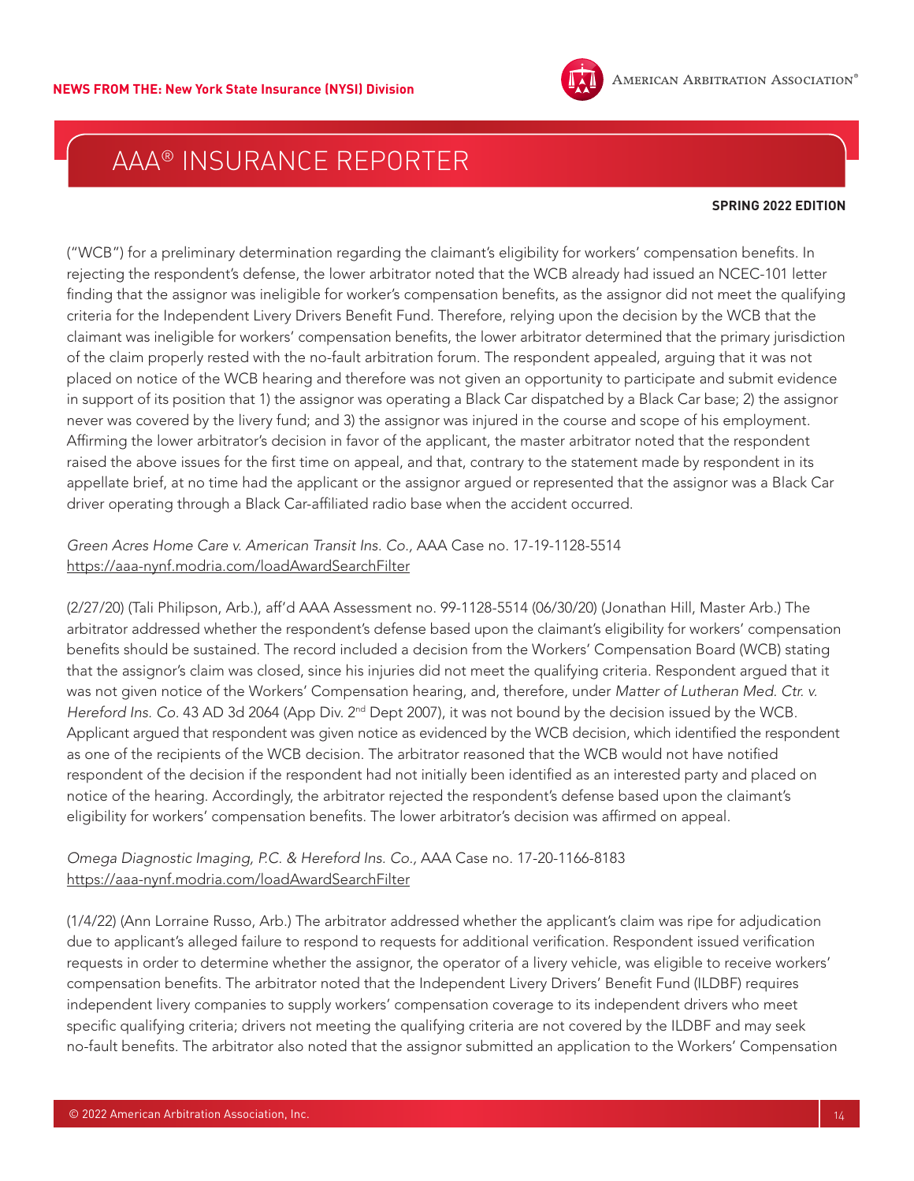("WCB") for a preliminary determination regarding the claimant's eligibility for workers' compensation benefits. In rejecting the respondent's defense, the lower arbitrator noted that the WCB already had issued an NCEC-101 letter finding that the assignor was ineligible for worker's compensation benefits, as the assignor did not meet the qualifying criteria for the Independent Livery Drivers Benefit Fund. Therefore, relying upon the decision by the WCB that the claimant was ineligible for workers' compensation benefits, the lower arbitrator determined that the primary jurisdiction of the claim properly rested with the no-fault arbitration forum. The respondent appealed, arguing that it was not placed on notice of the WCB hearing and therefore was not given an opportunity to participate and submit evidence in support of its position that 1) the assignor was operating a Black Car dispatched by a Black Car base; 2) the assignor never was covered by the livery fund; and 3) the assignor was injured in the course and scope of his employment. Affirming the lower arbitrator's decision in favor of the applicant, the master arbitrator noted that the respondent raised the above issues for the first time on appeal, and that, contrary to the statement made by respondent in its appellate brief, at no time had the applicant or the assignor argued or represented that the assignor was a Black Car driver operating through a Black Car-affiliated radio base when the accident occurred.

*Green Acres Home Care v. American Transit Ins. Co.,* AAA Case no. 17-19-1128-5514
https://aaa-nynf.modria.com/loadAwardSearchFilter

(2/27/20) (Tali Philipson, Arb.), aff'd AAA Assessment no. 99-1128-5514 (06/30/20) (Jonathan Hill, Master Arb.) The arbitrator addressed whether the respondent's defense based upon the claimant's eligibility for workers' compensation benefits should be sustained. The record included a decision from the Workers' Compensation Board (WCB) stating that the assignor's claim was closed, since his injuries did not meet the qualifying criteria. Respondent argued that it was not given notice of the Workers' Compensation hearing, and, therefore, under *Matter of Lutheran Med. Ctr. v. Hereford Ins. Co.* 43 AD 3d 2064 (App Div. 2nd Dept 2007), it was not bound by the decision issued by the WCB. Applicant argued that respondent was given notice as evidenced by the WCB decision, which identified the respondent as one of the recipients of the WCB decision. The arbitrator reasoned that the WCB would not have notified respondent of the decision if the respondent had not initially been identified as an interested party and placed on notice of the hearing. Accordingly, the arbitrator rejected the respondent's defense based upon the claimant's eligibility for workers' compensation benefits. The lower arbitrator's decision was affirmed on appeal.

*Omega Diagnostic Imaging, P.C. & Hereford Ins. Co.,* AAA Case no. 17-20-1166-8183
https://aaa-nynf.modria.com/loadAwardSearchFilter

(1/4/22) (Ann Lorraine Russo, Arb.) The arbitrator addressed whether the applicant's claim was ripe for adjudication due to applicant's alleged failure to respond to requests for additional verification. Respondent issued verification requests in order to determine whether the assignor, the operator of a livery vehicle, was eligible to receive workers' compensation benefits. The arbitrator noted that the Independent Livery Drivers' Benefit Fund (ILDBF) requires independent livery companies to supply workers' compensation coverage to its independent drivers who meet specific qualifying criteria; drivers not meeting the qualifying criteria are not covered by the ILDBF and may seek no-fault benefits. The arbitrator also noted that the assignor submitted an application to the Workers' Compensation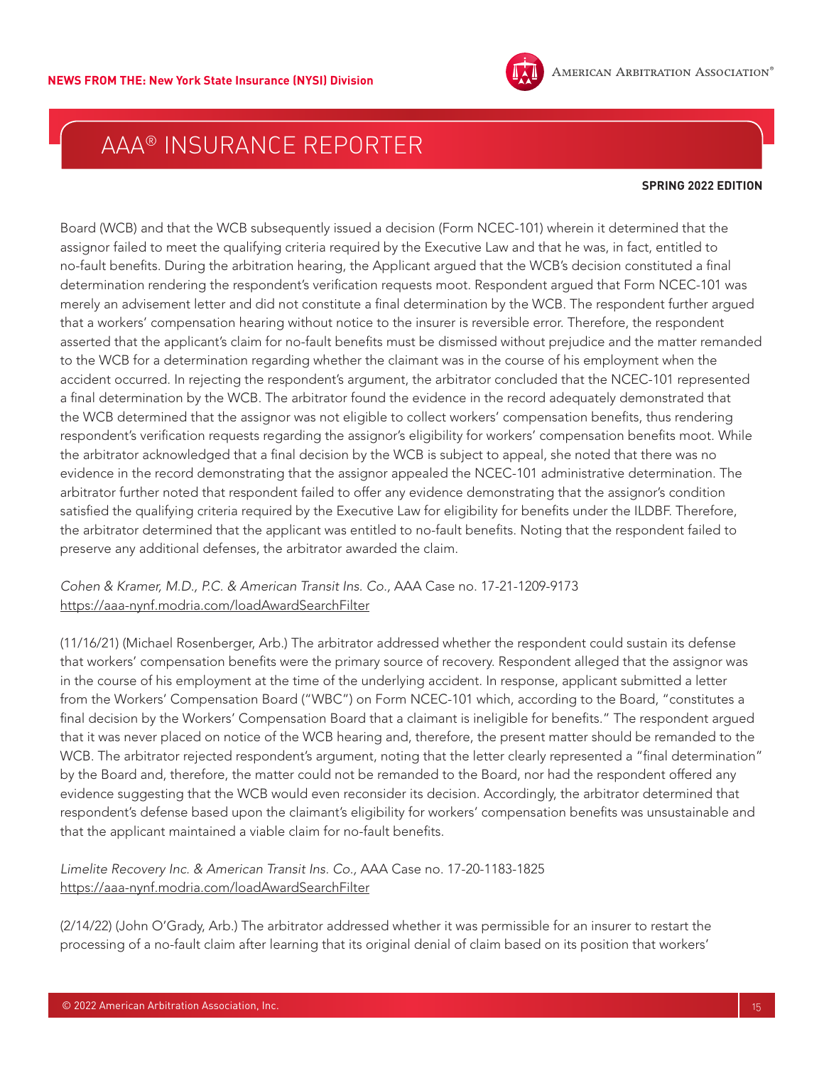Board (WCB) and that the WCB subsequently issued a decision (Form NCEC-101) wherein it determined that the assignor failed to meet the qualifying criteria required by the Executive Law and that he was, in fact, entitled to no-fault benefits. During the arbitration hearing, the Applicant argued that the WCB's decision constituted a final determination rendering the respondent's verification requests moot. Respondent argued that Form NCEC-101 was merely an advisement letter and did not constitute a final determination by the WCB. The respondent further argued that a workers' compensation hearing without notice to the insurer is reversible error. Therefore, the respondent asserted that the applicant's claim for no-fault benefits must be dismissed without prejudice and the matter remanded to the WCB for a determination regarding whether the claimant was in the course of his employment when the accident occurred. In rejecting the respondent's argument, the arbitrator concluded that the NCEC-101 represented a final determination by the WCB. The arbitrator found the evidence in the record adequately demonstrated that the WCB determined that the assignor was not eligible to collect workers' compensation benefits, thus rendering respondent's verification requests regarding the assignor's eligibility for workers' compensation benefits moot. While the arbitrator acknowledged that a final decision by the WCB is subject to appeal, she noted that there was no evidence in the record demonstrating that the assignor appealed the NCEC-101 administrative determination. The arbitrator further noted that respondent failed to offer any evidence demonstrating that the assignor's condition satisfied the qualifying criteria required by the Executive Law for eligibility for benefits under the ILDBF. Therefore, the arbitrator determined that the applicant was entitled to no-fault benefits. Noting that the respondent failed to preserve any additional defenses, the arbitrator awarded the claim.

*Cohen & Kramer, M.D., P.C. & American Transit Ins. Co.,* AAA Case no. 17-21-1209-9173
https://aaa-nynf.modria.com/loadAwardSearchFilter

(11/16/21) (Michael Rosenberger, Arb.) The arbitrator addressed whether the respondent could sustain its defense that workers' compensation benefits were the primary source of recovery. Respondent alleged that the assignor was in the course of his employment at the time of the underlying accident. In response, applicant submitted a letter from the Workers' Compensation Board ("WBC") on Form NCEC-101 which, according to the Board, "constitutes a final decision by the Workers' Compensation Board that a claimant is ineligible for benefits." The respondent argued that it was never placed on notice of the WCB hearing and, therefore, the present matter should be remanded to the WCB. The arbitrator rejected respondent's argument, noting that the letter clearly represented a "final determination" by the Board and, therefore, the matter could not be remanded to the Board, nor had the respondent offered any evidence suggesting that the WCB would even reconsider its decision. Accordingly, the arbitrator determined that respondent's defense based upon the claimant's eligibility for workers' compensation benefits was unsustainable and that the applicant maintained a viable claim for no-fault benefits.

*Limelite Recovery Inc. & American Transit Ins. Co.,* AAA Case no. 17-20-1183-1825
https://aaa-nynf.modria.com/loadAwardSearchFilter

(2/14/22) (John O'Grady, Arb.) The arbitrator addressed whether it was permissible for an insurer to restart the processing of a no-fault claim after learning that its original denial of claim based on its position that workers'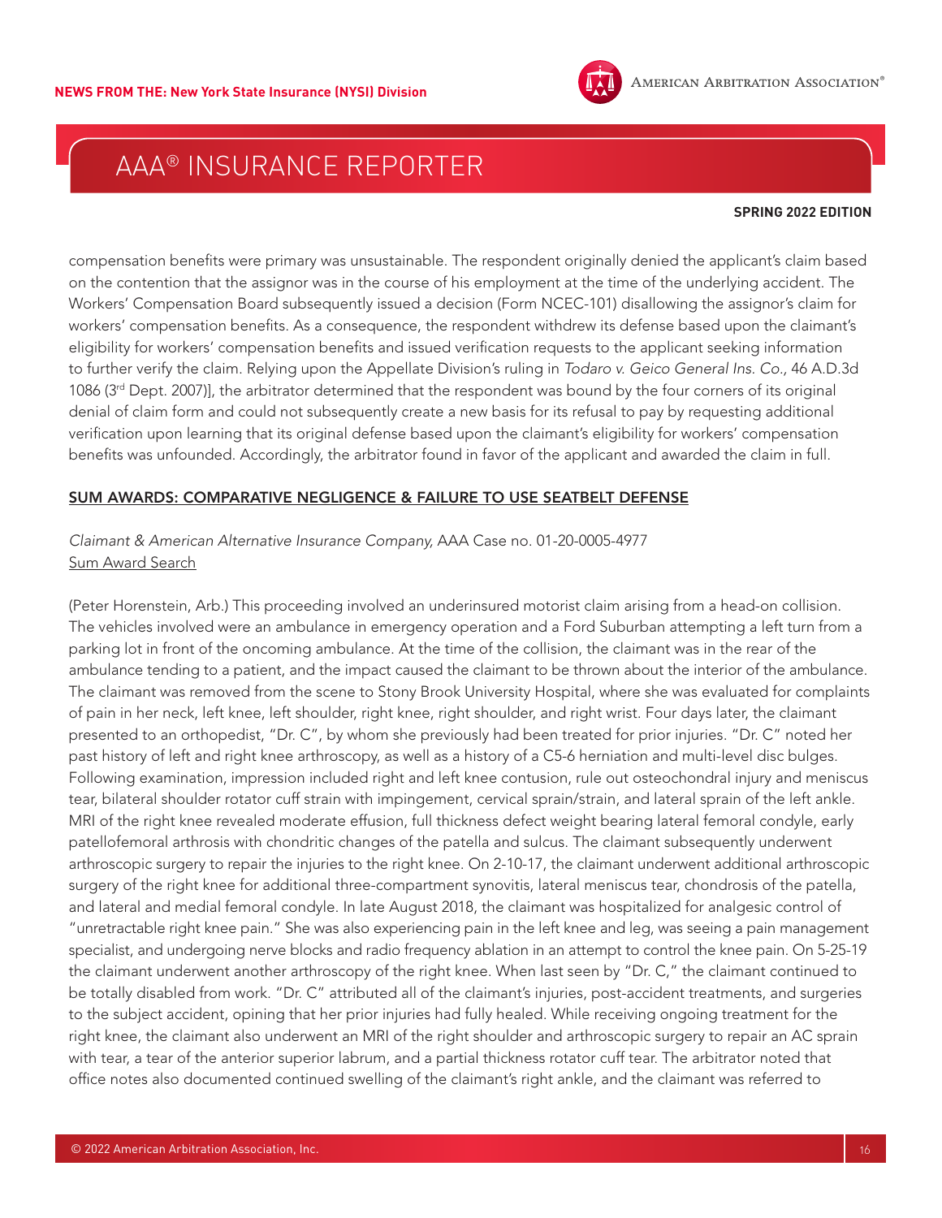compensation benefits were primary was unsustainable. The respondent originally denied the applicant's claim based on the contention that the assignor was in the course of his employment at the time of the underlying accident. The Workers' Compensation Board subsequently issued a decision (Form NCEC-101) disallowing the assignor's claim for workers' compensation benefits. As a consequence, the respondent withdrew its defense based upon the claimant's eligibility for workers' compensation benefits and issued verification requests to the applicant seeking information to further verify the claim. Relying upon the Appellate Division's ruling in *Todaro v. Geico General Ins. Co.,* 46 A.D.3d 1086 (3rd Dept. 2007)], the arbitrator determined that the respondent was bound by the four corners of its original denial of claim form and could not subsequently create a new basis for its refusal to pay by requesting additional verification upon learning that its original defense based upon the claimant's eligibility for workers' compensation benefits was unfounded. Accordingly, the arbitrator found in favor of the applicant and awarded the claim in full.

## SUM AWARDS: COMPARATIVE NEGLIGENCE & FAILURE TO USE SEATBELT DEFENSE

*Claimant & American Alternative Insurance Company,* AAA Case no. 01-20-0005-4977
Sum Award Search

(Peter Horenstein, Arb.) This proceeding involved an underinsured motorist claim arising from a head-on collision. The vehicles involved were an ambulance in emergency operation and a Ford Suburban attempting a left turn from a parking lot in front of the oncoming ambulance. At the time of the collision, the claimant was in the rear of the ambulance tending to a patient, and the impact caused the claimant to be thrown about the interior of the ambulance. The claimant was removed from the scene to Stony Brook University Hospital, where she was evaluated for complaints of pain in her neck, left knee, left shoulder, right knee, right shoulder, and right wrist. Four days later, the claimant presented to an orthopedist, "Dr. C", by whom she previously had been treated for prior injuries. "Dr. C" noted her past history of left and right knee arthroscopy, as well as a history of a C5-6 herniation and multi-level disc bulges. Following examination, impression included right and left knee contusion, rule out osteochondral injury and meniscus tear, bilateral shoulder rotator cuff strain with impingement, cervical sprain/strain, and lateral sprain of the left ankle. MRI of the right knee revealed moderate effusion, full thickness defect weight bearing lateral femoral condyle, early patellofemoral arthrosis with chondritic changes of the patella and sulcus. The claimant subsequently underwent arthroscopic surgery to repair the injuries to the right knee. On 2-10-17, the claimant underwent additional arthroscopic surgery of the right knee for additional three-compartment synovitis, lateral meniscus tear, chondrosis of the patella, and lateral and medial femoral condyle. In late August 2018, the claimant was hospitalized for analgesic control of "unretractable right knee pain." She was also experiencing pain in the left knee and leg, was seeing a pain management specialist, and undergoing nerve blocks and radio frequency ablation in an attempt to control the knee pain. On 5-25-19 the claimant underwent another arthroscopy of the right knee. When last seen by "Dr. C," the claimant continued to be totally disabled from work. "Dr. C" attributed all of the claimant's injuries, post-accident treatments, and surgeries to the subject accident, opining that her prior injuries had fully healed. While receiving ongoing treatment for the right knee, the claimant also underwent an MRI of the right shoulder and arthroscopic surgery to repair an AC sprain with tear, a tear of the anterior superior labrum, and a partial thickness rotator cuff tear. The arbitrator noted that office notes also documented continued swelling of the claimant's right ankle, and the claimant was referred to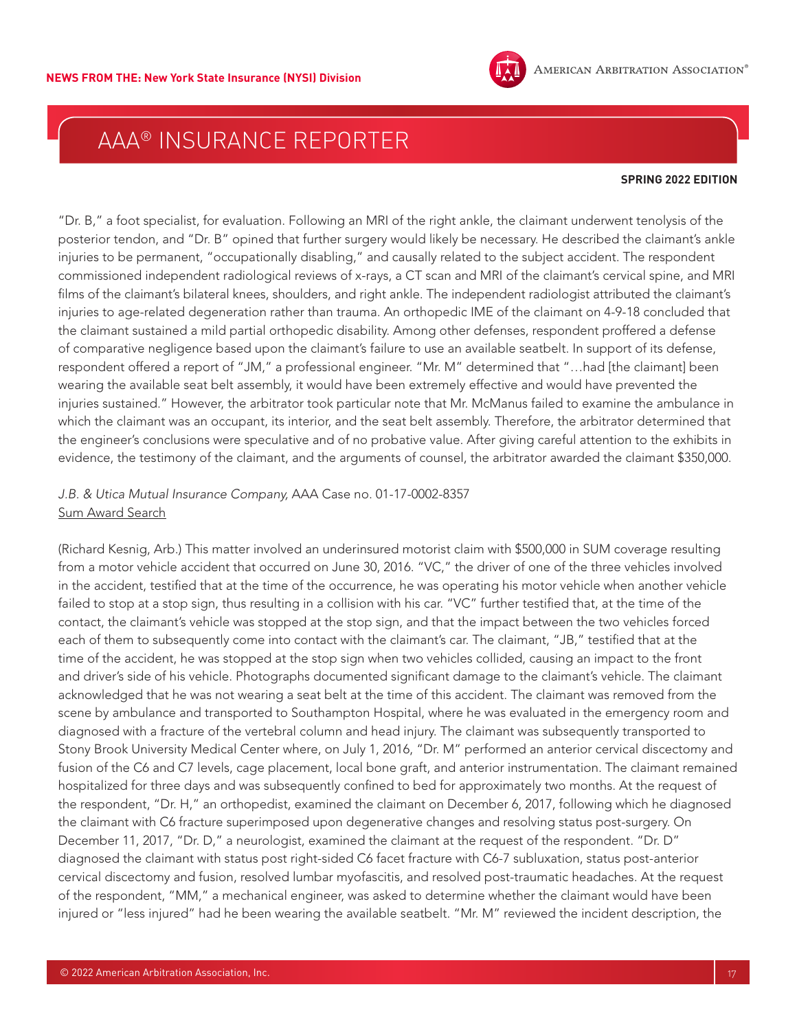"Dr. B," a foot specialist, for evaluation. Following an MRI of the right ankle, the claimant underwent tenolysis of the posterior tendon, and "Dr. B" opined that further surgery would likely be necessary. He described the claimant's ankle injuries to be permanent, "occupationally disabling," and causally related to the subject accident. The respondent commissioned independent radiological reviews of x-rays, a CT scan and MRI of the claimant's cervical spine, and MRI films of the claimant's bilateral knees, shoulders, and right ankle. The independent radiologist attributed the claimant's injuries to age-related degeneration rather than trauma. An orthopedic IME of the claimant on 4-9-18 concluded that the claimant sustained a mild partial orthopedic disability. Among other defenses, respondent proffered a defense of comparative negligence based upon the claimant's failure to use an available seatbelt. In support of its defense, respondent offered a report of "JM," a professional engineer. "Mr. M" determined that "…had [the claimant] been wearing the available seat belt assembly, it would have been extremely effective and would have prevented the injuries sustained." However, the arbitrator took particular note that Mr. McManus failed to examine the ambulance in which the claimant was an occupant, its interior, and the seat belt assembly. Therefore, the arbitrator determined that the engineer's conclusions were speculative and of no probative value. After giving careful attention to the exhibits in evidence, the testimony of the claimant, and the arguments of counsel, the arbitrator awarded the claimant $350,000.

*J.B. & Utica Mutual Insurance Company,* AAA Case no. 01-17-0002-8357
Sum Award Search

(Richard Kesnig, Arb.) This matter involved an underinsured motorist claim with $500,000 in SUM coverage resulting from a motor vehicle accident that occurred on June 30, 2016. "VC," the driver of one of the three vehicles involved in the accident, testified that at the time of the occurrence, he was operating his motor vehicle when another vehicle failed to stop at a stop sign, thus resulting in a collision with his car. "VC" further testified that, at the time of the contact, the claimant's vehicle was stopped at the stop sign, and that the impact between the two vehicles forced each of them to subsequently come into contact with the claimant's car. The claimant, "JB," testified that at the time of the accident, he was stopped at the stop sign when two vehicles collided, causing an impact to the front and driver's side of his vehicle. Photographs documented significant damage to the claimant's vehicle. The claimant acknowledged that he was not wearing a seat belt at the time of this accident. The claimant was removed from the scene by ambulance and transported to Southampton Hospital, where he was evaluated in the emergency room and diagnosed with a fracture of the vertebral column and head injury. The claimant was subsequently transported to Stony Brook University Medical Center where, on July 1, 2016, "Dr. M" performed an anterior cervical discectomy and fusion of the C6 and C7 levels, cage placement, local bone graft, and anterior instrumentation. The claimant remained hospitalized for three days and was subsequently confined to bed for approximately two months. At the request of the respondent, "Dr. H," an orthopedist, examined the claimant on December 6, 2017, following which he diagnosed the claimant with C6 fracture superimposed upon degenerative changes and resolving status post-surgery. On December 11, 2017, "Dr. D," a neurologist, examined the claimant at the request of the respondent. "Dr. D" diagnosed the claimant with status post right-sided C6 facet fracture with C6-7 subluxation, status post-anterior cervical discectomy and fusion, resolved lumbar myofascitis, and resolved post-traumatic headaches. At the request of the respondent, "MM," a mechanical engineer, was asked to determine whether the claimant would have been injured or "less injured" had he been wearing the available seatbelt. "Mr. M" reviewed the incident description, the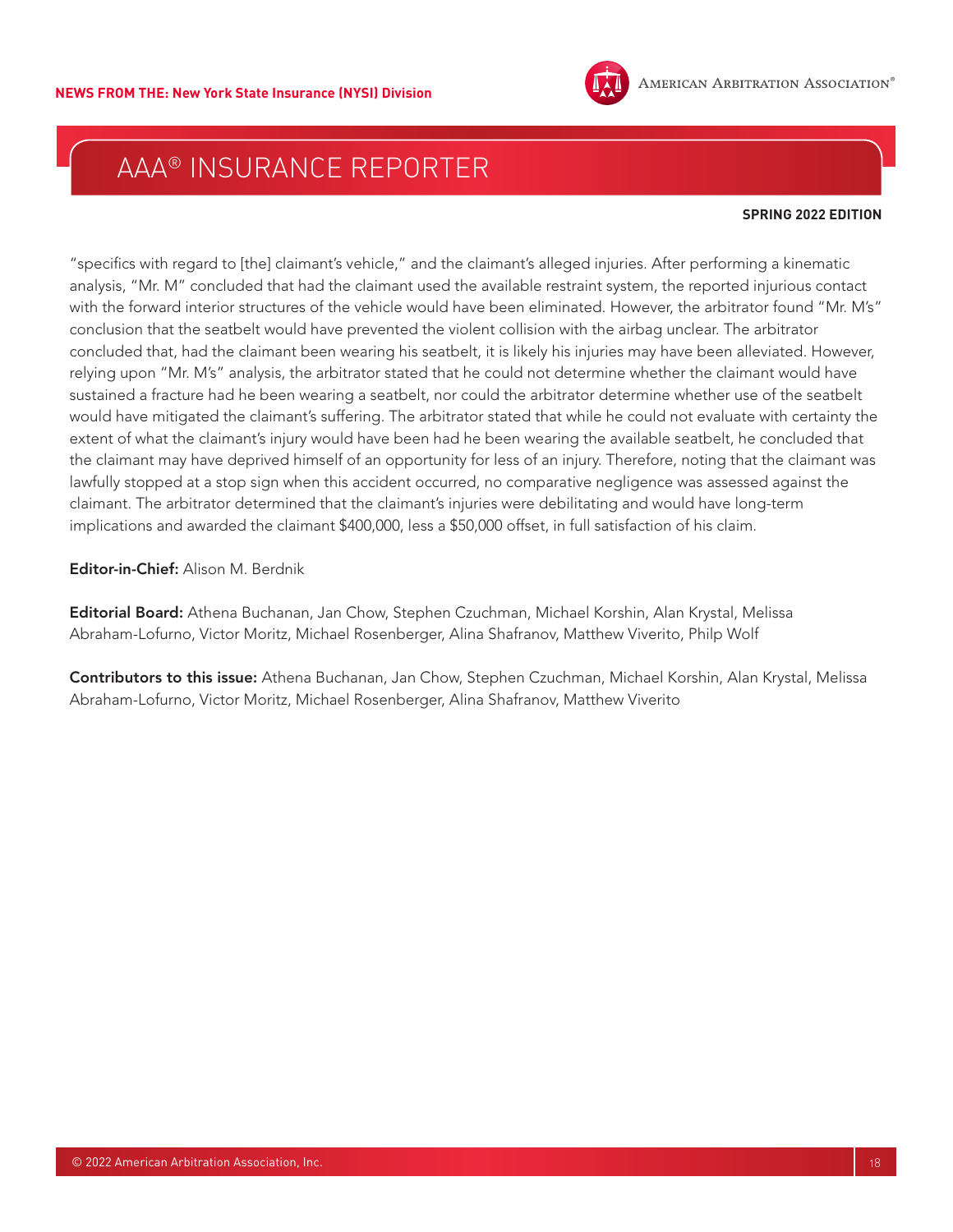"specifics with regard to [the] claimant's vehicle," and the claimant's alleged injuries. After performing a kinematic analysis, "Mr. M" concluded that had the claimant used the available restraint system, the reported injurious contact with the forward interior structures of the vehicle would have been eliminated. However, the arbitrator found "Mr. M's" conclusion that the seatbelt would have prevented the violent collision with the airbag unclear. The arbitrator concluded that, had the claimant been wearing his seatbelt, it is likely his injuries may have been alleviated. However, relying upon "Mr. M's" analysis, the arbitrator stated that he could not determine whether the claimant would have sustained a fracture had he been wearing a seatbelt, nor could the arbitrator determine whether use of the seatbelt would have mitigated the claimant's suffering. The arbitrator stated that while he could not evaluate with certainty the extent of what the claimant's injury would have been had he been wearing the available seatbelt, he concluded that the claimant may have deprived himself of an opportunity for less of an injury. Therefore, noting that the claimant was lawfully stopped at a stop sign when this accident occurred, no comparative negligence was assessed against the claimant. The arbitrator determined that the claimant's injuries were debilitating and would have long-term implications and awarded the claimant $400,000, less a $50,000 offset, in full satisfaction of his claim.

**Editor-in-Chief:** Alison M. Berdnik

**Editorial Board:** Athena Buchanan, Jan Chow, Stephen Czuchman, Michael Korshin, Alan Krystal, Melissa Abraham-Lofurno, Victor Moritz, Michael Rosenberger, Alina Shafranov, Matthew Viverito, Philp Wolf

**Contributors to this issue:** Athena Buchanan, Jan Chow, Stephen Czuchman, Michael Korshin, Alan Krystal, Melissa Abraham-Lofurno, Victor Moritz, Michael Rosenberger, Alina Shafranov, Matthew Viverito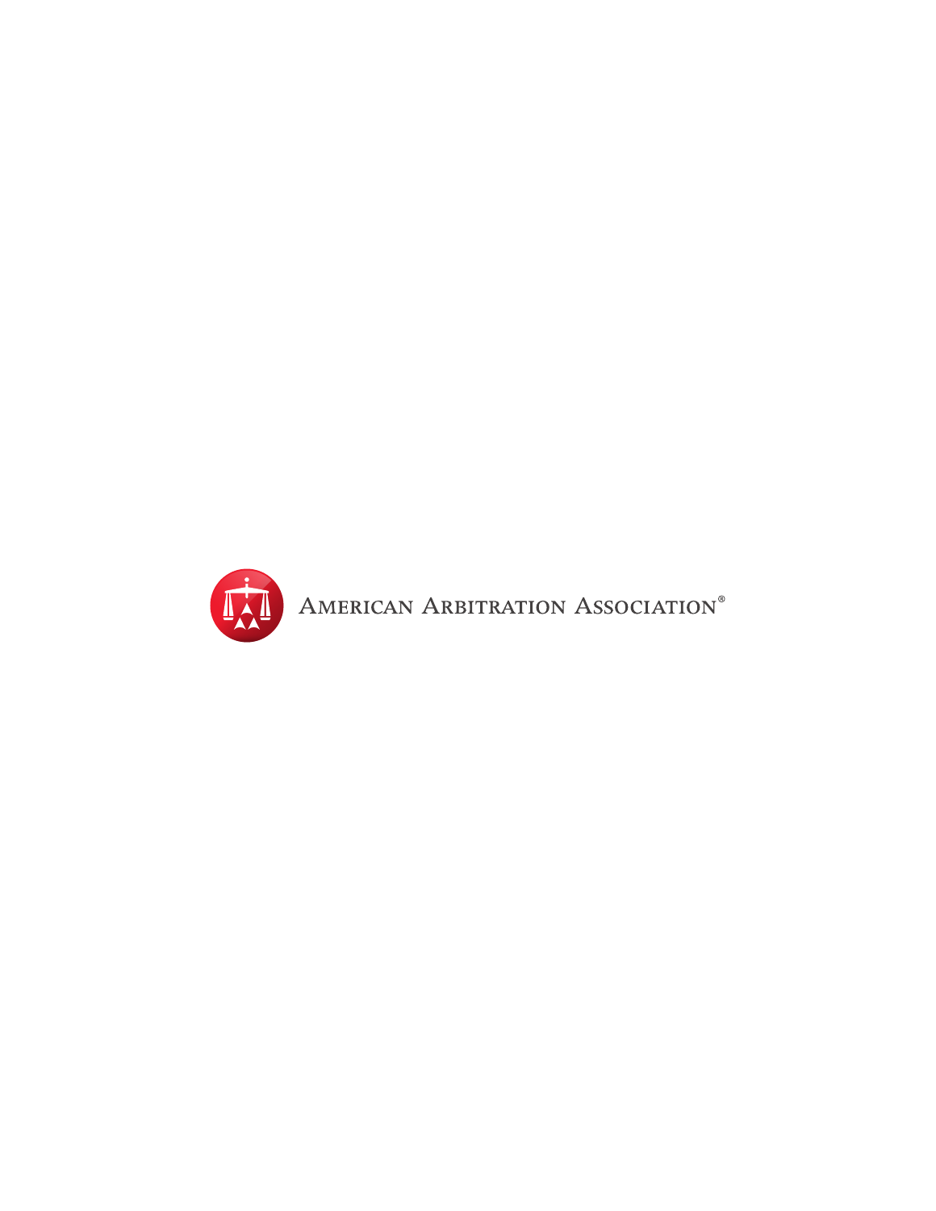AMERICAN ARBITRATION ASSOCIATION®